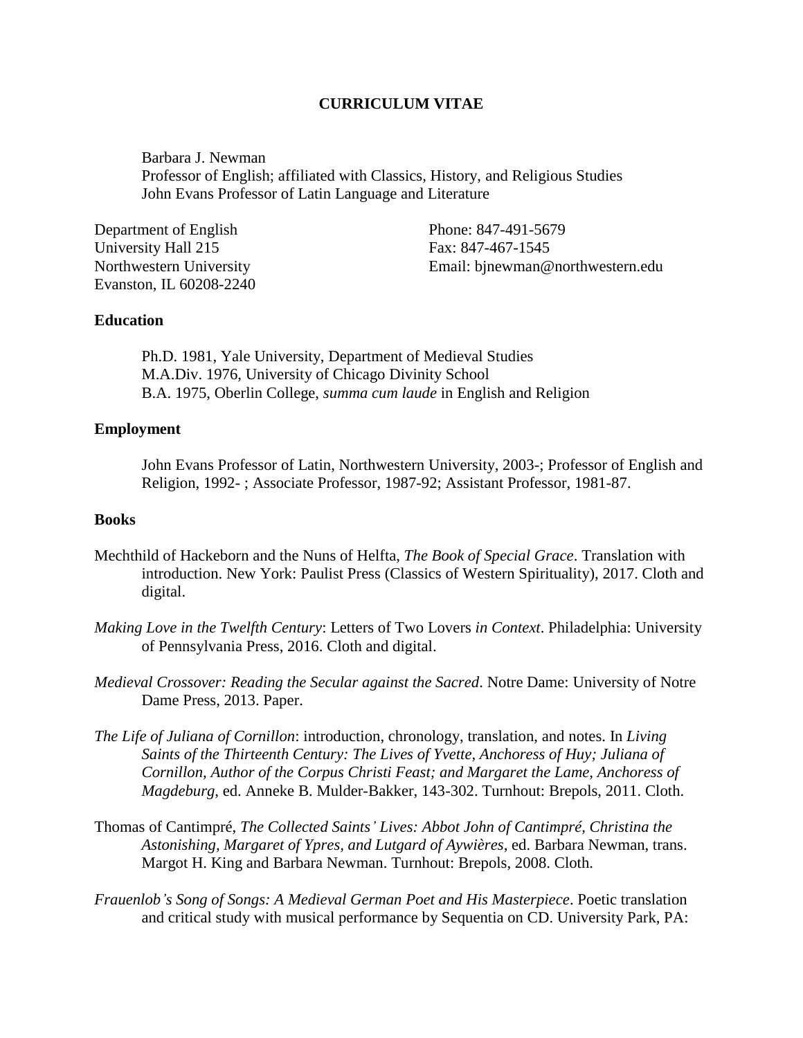**CURRICULUM VITAE**

Barbara J. Newman
Professor of English; affiliated with Classics, History, and Religious Studies
John Evans Professor of Latin Language and Literature

Department of English
University Hall 215
Northwestern University
Evanston, IL 60208-2240

Phone: 847-491-5679
Fax: 847-467-1545
Email: bjnewman@northwestern.edu

## Education

Ph.D. 1981, Yale University, Department of Medieval Studies
M.A.Div. 1976, University of Chicago Divinity School
B.A. 1975, Oberlin College, *summa cum laude* in English and Religion

## Employment

John Evans Professor of Latin, Northwestern University, 2003-; Professor of English and Religion, 1992- ; Associate Professor, 1987-92; Assistant Professor, 1981-87.

## Books

Mechthild of Hackeborn and the Nuns of Helfta, *The Book of Special Grace*. Translation with introduction. New York: Paulist Press (Classics of Western Spirituality), 2017. Cloth and digital.

*Making Love in the Twelfth Century*: Letters of Two Lovers *in Context*. Philadelphia: University of Pennsylvania Press, 2016. Cloth and digital.

*Medieval Crossover: Reading the Secular against the Sacred*. Notre Dame: University of Notre Dame Press, 2013. Paper.

*The Life of Juliana of Cornillon*: introduction, chronology, translation, and notes. In *Living Saints of the Thirteenth Century: The Lives of Yvette, Anchoress of Huy; Juliana of Cornillon, Author of the Corpus Christi Feast; and Margaret the Lame, Anchoress of Magdeburg*, ed. Anneke B. Mulder-Bakker, 143-302. Turnhout: Brepols, 2011. Cloth.

Thomas of Cantimpré, *The Collected Saints' Lives: Abbot John of Cantimpré, Christina the Astonishing, Margaret of Ypres, and Lutgard of Aywières*, ed. Barbara Newman, trans. Margot H. King and Barbara Newman. Turnhout: Brepols, 2008. Cloth.

*Frauenlob's Song of Songs: A Medieval German Poet and His Masterpiece*. Poetic translation and critical study with musical performance by Sequentia on CD. University Park, PA: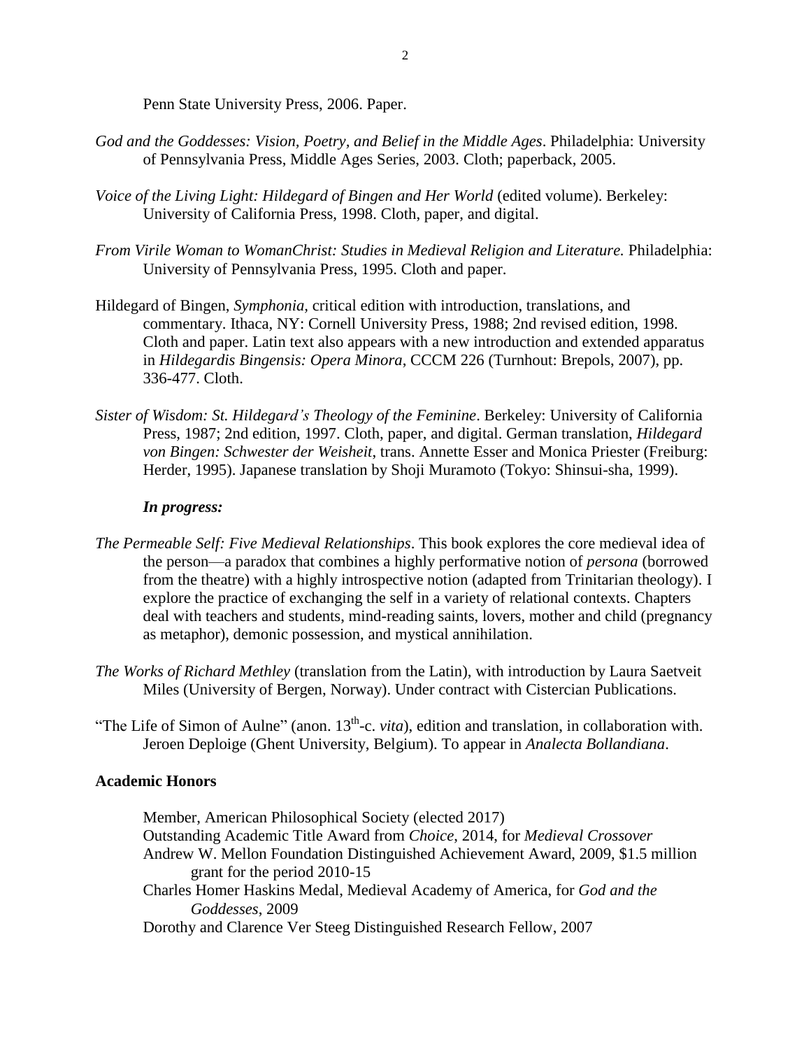Penn State University Press, 2006. Paper.

*God and the Goddesses: Vision, Poetry, and Belief in the Middle Ages*. Philadelphia: University of Pennsylvania Press, Middle Ages Series, 2003. Cloth; paperback, 2005.

*Voice of the Living Light: Hildegard of Bingen and Her World* (edited volume). Berkeley: University of California Press, 1998. Cloth, paper, and digital.

*From Virile Woman to WomanChrist: Studies in Medieval Religion and Literature.* Philadelphia: University of Pennsylvania Press, 1995. Cloth and paper.

Hildegard of Bingen, *Symphonia*, critical edition with introduction, translations, and commentary. Ithaca, NY: Cornell University Press, 1988; 2nd revised edition, 1998. Cloth and paper. Latin text also appears with a new introduction and extended apparatus in *Hildegardis Bingensis: Opera Minora*, CCCM 226 (Turnhout: Brepols, 2007), pp. 336-477. Cloth.

*Sister of Wisdom: St. Hildegard's Theology of the Feminine*. Berkeley: University of California Press, 1987; 2nd edition, 1997. Cloth, paper, and digital. German translation, *Hildegard von Bingen: Schwester der Weisheit*, trans. Annette Esser and Monica Priester (Freiburg: Herder, 1995). Japanese translation by Shoji Muramoto (Tokyo: Shinsui-sha, 1999).

***In progress:***

*The Permeable Self: Five Medieval Relationships*. This book explores the core medieval idea of the person—a paradox that combines a highly performative notion of *persona* (borrowed from the theatre) with a highly introspective notion (adapted from Trinitarian theology). I explore the practice of exchanging the self in a variety of relational contexts. Chapters deal with teachers and students, mind-reading saints, lovers, mother and child (pregnancy as metaphor), demonic possession, and mystical annihilation.

*The Works of Richard Methley* (translation from the Latin), with introduction by Laura Saetveit Miles (University of Bergen, Norway). Under contract with Cistercian Publications.

"The Life of Simon of Aulne" (anon. 13th-c. *vita*), edition and translation, in collaboration with. Jeroen Deploige (Ghent University, Belgium). To appear in *Analecta Bollandiana*.

**Academic Honors**

Member, American Philosophical Society (elected 2017)
Outstanding Academic Title Award from *Choice*, 2014, for *Medieval Crossover*
Andrew W. Mellon Foundation Distinguished Achievement Award, 2009, $1.5 million grant for the period 2010-15
Charles Homer Haskins Medal, Medieval Academy of America, for *God and the Goddesses*, 2009
Dorothy and Clarence Ver Steeg Distinguished Research Fellow, 2007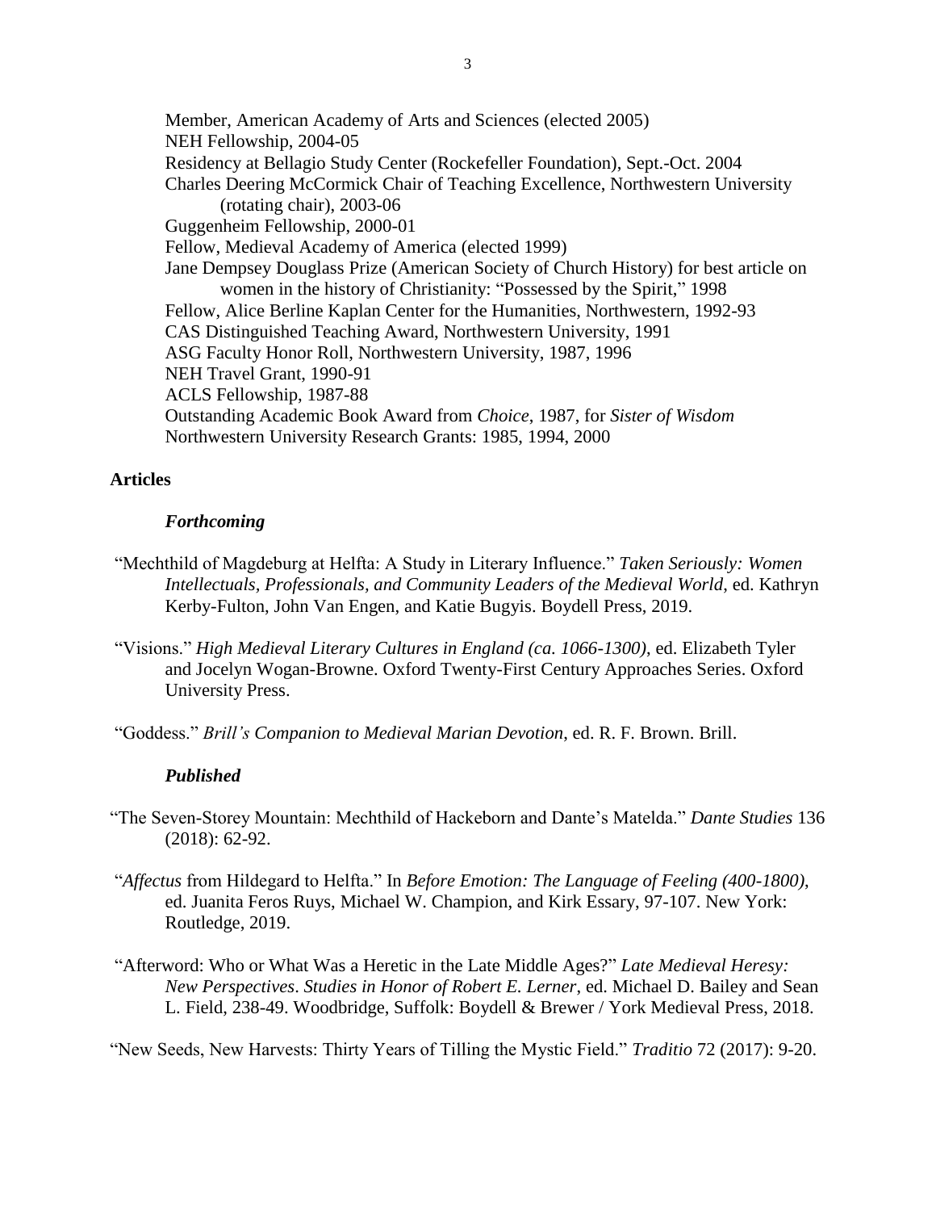Member, American Academy of Arts and Sciences (elected 2005)
NEH Fellowship, 2004-05
Residency at Bellagio Study Center (Rockefeller Foundation), Sept.-Oct. 2004
Charles Deering McCormick Chair of Teaching Excellence, Northwestern University (rotating chair), 2003-06
Guggenheim Fellowship, 2000-01
Fellow, Medieval Academy of America (elected 1999)
Jane Dempsey Douglass Prize (American Society of Church History) for best article on women in the history of Christianity: "Possessed by the Spirit," 1998
Fellow, Alice Berline Kaplan Center for the Humanities, Northwestern, 1992-93
CAS Distinguished Teaching Award, Northwestern University, 1991
ASG Faculty Honor Roll, Northwestern University, 1987, 1996
NEH Travel Grant, 1990-91
ACLS Fellowship, 1987-88
Outstanding Academic Book Award from *Choice*, 1987, for *Sister of Wisdom*
Northwestern University Research Grants: 1985, 1994, 2000

## Articles

### *Forthcoming*

"Mechthild of Magdeburg at Helfta: A Study in Literary Influence." *Taken Seriously: Women Intellectuals, Professionals, and Community Leaders of the Medieval World*, ed. Kathryn Kerby-Fulton, John Van Engen, and Katie Bugyis. Boydell Press, 2019.

"Visions." *High Medieval Literary Cultures in England (ca. 1066-1300)*, ed. Elizabeth Tyler and Jocelyn Wogan-Browne. Oxford Twenty-First Century Approaches Series. Oxford University Press.

"Goddess." *Brill's Companion to Medieval Marian Devotion*, ed. R. F. Brown. Brill.

### *Published*

"The Seven-Storey Mountain: Mechthild of Hackeborn and Dante's Matelda." *Dante Studies* 136 (2018): 62-92.

"*Affectus* from Hildegard to Helfta." In *Before Emotion: The Language of Feeling (400-1800)*, ed. Juanita Feros Ruys, Michael W. Champion, and Kirk Essary, 97-107. New York: Routledge, 2019.

"Afterword: Who or What Was a Heretic in the Late Middle Ages?" *Late Medieval Heresy: New Perspectives*. *Studies in Honor of Robert E. Lerner*, ed. Michael D. Bailey and Sean L. Field, 238-49. Woodbridge, Suffolk: Boydell & Brewer / York Medieval Press, 2018.

"New Seeds, New Harvests: Thirty Years of Tilling the Mystic Field." *Traditio* 72 (2017): 9-20.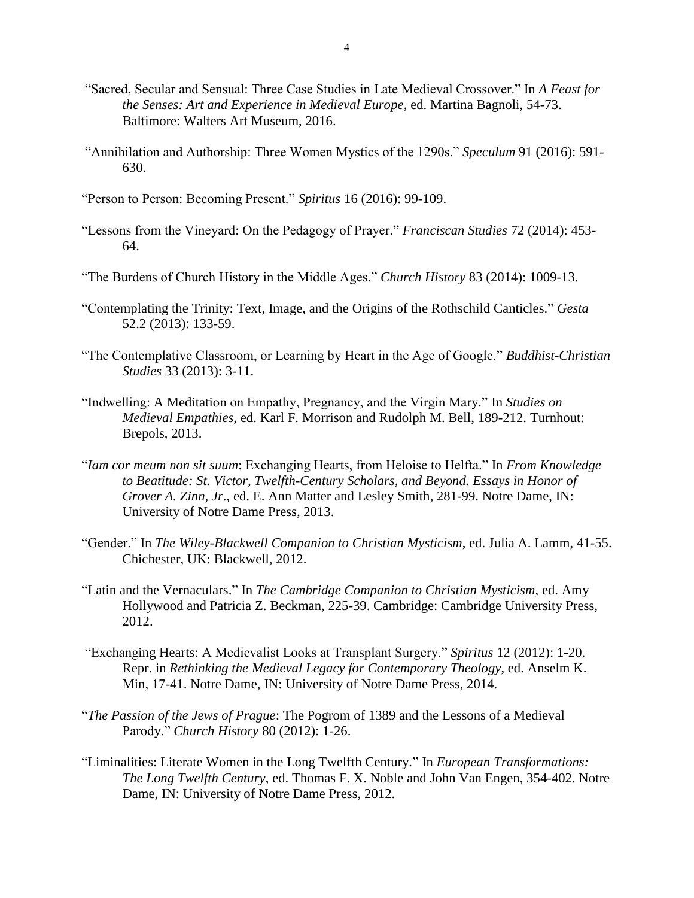"Sacred, Secular and Sensual: Three Case Studies in Late Medieval Crossover." In *A Feast for the Senses: Art and Experience in Medieval Europe*, ed. Martina Bagnoli, 54-73. Baltimore: Walters Art Museum, 2016.

"Annihilation and Authorship: Three Women Mystics of the 1290s." *Speculum* 91 (2016): 591-630.

"Person to Person: Becoming Present." *Spiritus* 16 (2016): 99-109.

"Lessons from the Vineyard: On the Pedagogy of Prayer." *Franciscan Studies* 72 (2014): 453-64.

"The Burdens of Church History in the Middle Ages." *Church History* 83 (2014): 1009-13.

"Contemplating the Trinity: Text, Image, and the Origins of the Rothschild Canticles." *Gesta* 52.2 (2013): 133-59.

"The Contemplative Classroom, or Learning by Heart in the Age of Google." *Buddhist-Christian Studies* 33 (2013): 3-11.

"Indwelling: A Meditation on Empathy, Pregnancy, and the Virgin Mary." In *Studies on Medieval Empathies*, ed. Karl F. Morrison and Rudolph M. Bell, 189-212. Turnhout: Brepols, 2013.

"*Iam cor meum non sit suum*: Exchanging Hearts, from Heloise to Helfta." In *From Knowledge to Beatitude: St. Victor, Twelfth-Century Scholars, and Beyond. Essays in Honor of Grover A. Zinn, Jr*., ed. E. Ann Matter and Lesley Smith, 281-99. Notre Dame, IN: University of Notre Dame Press, 2013.

"Gender." In *The Wiley-Blackwell Companion to Christian Mysticism*, ed. Julia A. Lamm, 41-55. Chichester, UK: Blackwell, 2012.

"Latin and the Vernaculars." In *The Cambridge Companion to Christian Mysticism*, ed. Amy Hollywood and Patricia Z. Beckman, 225-39. Cambridge: Cambridge University Press, 2012.

"Exchanging Hearts: A Medievalist Looks at Transplant Surgery." *Spiritus* 12 (2012): 1-20. Repr. in *Rethinking the Medieval Legacy for Contemporary Theology*, ed. Anselm K. Min, 17-41. Notre Dame, IN: University of Notre Dame Press, 2014.

"*The Passion of the Jews of Prague*: The Pogrom of 1389 and the Lessons of a Medieval Parody." *Church History* 80 (2012): 1-26.

"Liminalities: Literate Women in the Long Twelfth Century." In *European Transformations: The Long Twelfth Century*, ed. Thomas F. X. Noble and John Van Engen, 354-402. Notre Dame, IN: University of Notre Dame Press, 2012.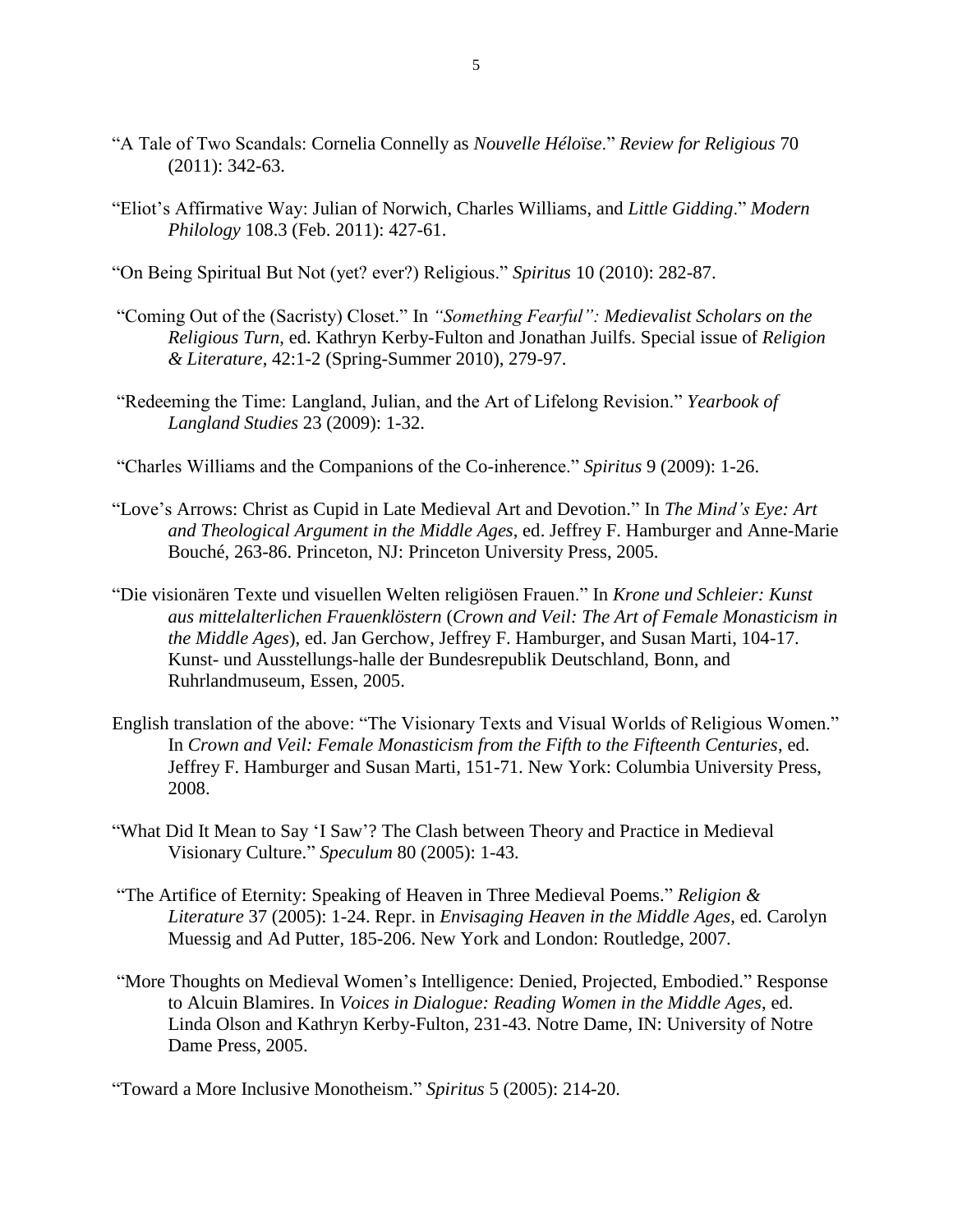"A Tale of Two Scandals: Cornelia Connelly as *Nouvelle Héloïse*." *Review for Religious* 70 (2011): 342-63.

"Eliot's Affirmative Way: Julian of Norwich, Charles Williams, and *Little Gidding*." *Modern Philology* 108.3 (Feb. 2011): 427-61.

"On Being Spiritual But Not (yet? ever?) Religious." *Spiritus* 10 (2010): 282-87.

"Coming Out of the (Sacristy) Closet." In *"Something Fearful": Medievalist Scholars on the Religious Turn*, ed. Kathryn Kerby-Fulton and Jonathan Juilfs. Special issue of *Religion & Literature*, 42:1-2 (Spring-Summer 2010), 279-97.

"Redeeming the Time: Langland, Julian, and the Art of Lifelong Revision." *Yearbook of Langland Studies* 23 (2009): 1-32.

"Charles Williams and the Companions of the Co-inherence." *Spiritus* 9 (2009): 1-26.

"Love's Arrows: Christ as Cupid in Late Medieval Art and Devotion." In *The Mind's Eye: Art and Theological Argument in the Middle Ages*, ed. Jeffrey F. Hamburger and Anne-Marie Bouché, 263-86. Princeton, NJ: Princeton University Press, 2005.

"Die visionären Texte und visuellen Welten religiösen Frauen." In *Krone und Schleier: Kunst aus mittelalterlichen Frauenklöstern* (*Crown and Veil: The Art of Female Monasticism in the Middle Ages*), ed. Jan Gerchow, Jeffrey F. Hamburger, and Susan Marti, 104-17. Kunst- und Ausstellungs-halle der Bundesrepublik Deutschland, Bonn, and Ruhrlandmuseum, Essen, 2005.

English translation of the above: "The Visionary Texts and Visual Worlds of Religious Women." In *Crown and Veil: Female Monasticism from the Fifth to the Fifteenth Centuries*, ed. Jeffrey F. Hamburger and Susan Marti, 151-71. New York: Columbia University Press, 2008.

"What Did It Mean to Say 'I Saw'? The Clash between Theory and Practice in Medieval Visionary Culture." *Speculum* 80 (2005): 1-43.

"The Artifice of Eternity: Speaking of Heaven in Three Medieval Poems." *Religion & Literature* 37 (2005): 1-24. Repr. in *Envisaging Heaven in the Middle Ages*, ed. Carolyn Muessig and Ad Putter, 185-206. New York and London: Routledge, 2007.

"More Thoughts on Medieval Women's Intelligence: Denied, Projected, Embodied." Response to Alcuin Blamires. In *Voices in Dialogue: Reading Women in the Middle Ages*, ed. Linda Olson and Kathryn Kerby-Fulton, 231-43. Notre Dame, IN: University of Notre Dame Press, 2005.

"Toward a More Inclusive Monotheism." *Spiritus* 5 (2005): 214-20.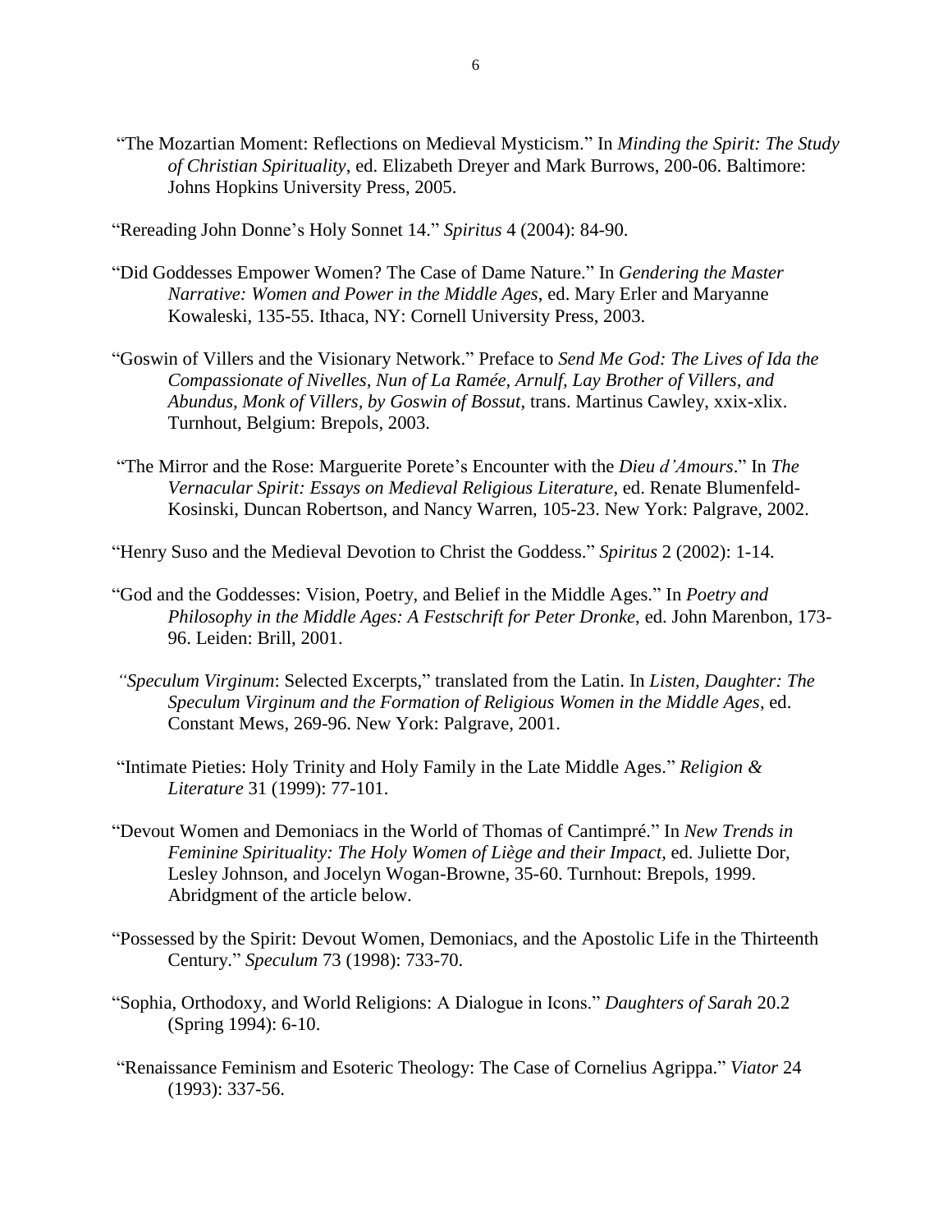"The Mozartian Moment: Reflections on Medieval Mysticism." In *Minding the Spirit: The Study of Christian Spirituality*, ed. Elizabeth Dreyer and Mark Burrows, 200-06. Baltimore: Johns Hopkins University Press, 2005.

"Rereading John Donne's Holy Sonnet 14." *Spiritus* 4 (2004): 84-90.

"Did Goddesses Empower Women? The Case of Dame Nature." In *Gendering the Master Narrative: Women and Power in the Middle Ages*, ed. Mary Erler and Maryanne Kowaleski, 135-55. Ithaca, NY: Cornell University Press, 2003.

"Goswin of Villers and the Visionary Network." Preface to *Send Me God: The Lives of Ida the Compassionate of Nivelles, Nun of La Ramée, Arnulf, Lay Brother of Villers, and Abundus, Monk of Villers, by Goswin of Bossut*, trans. Martinus Cawley, xxix-xlix. Turnhout, Belgium: Brepols, 2003.

"The Mirror and the Rose: Marguerite Porete's Encounter with the *Dieu d'Amours*." In *The Vernacular Spirit: Essays on Medieval Religious Literature*, ed. Renate Blumenfeld-Kosinski, Duncan Robertson, and Nancy Warren, 105-23. New York: Palgrave, 2002.

"Henry Suso and the Medieval Devotion to Christ the Goddess." *Spiritus* 2 (2002): 1-14.

"God and the Goddesses: Vision, Poetry, and Belief in the Middle Ages." In *Poetry and Philosophy in the Middle Ages: A Festschrift for Peter Dronke*, ed. John Marenbon, 173-96. Leiden: Brill, 2001.

"*Speculum Virginum*: Selected Excerpts," translated from the Latin. In *Listen, Daughter: The Speculum Virginum and the Formation of Religious Women in the Middle Ages*, ed. Constant Mews, 269-96. New York: Palgrave, 2001.

"Intimate Pieties: Holy Trinity and Holy Family in the Late Middle Ages." *Religion & Literature* 31 (1999): 77-101.

"Devout Women and Demoniacs in the World of Thomas of Cantimpré." In *New Trends in Feminine Spirituality: The Holy Women of Liège and their Impact*, ed. Juliette Dor, Lesley Johnson, and Jocelyn Wogan-Browne, 35-60. Turnhout: Brepols, 1999. Abridgment of the article below.

"Possessed by the Spirit: Devout Women, Demoniacs, and the Apostolic Life in the Thirteenth Century." *Speculum* 73 (1998): 733-70.

"Sophia, Orthodoxy, and World Religions: A Dialogue in Icons." *Daughters of Sarah* 20.2 (Spring 1994): 6-10.

"Renaissance Feminism and Esoteric Theology: The Case of Cornelius Agrippa." *Viator* 24 (1993): 337-56.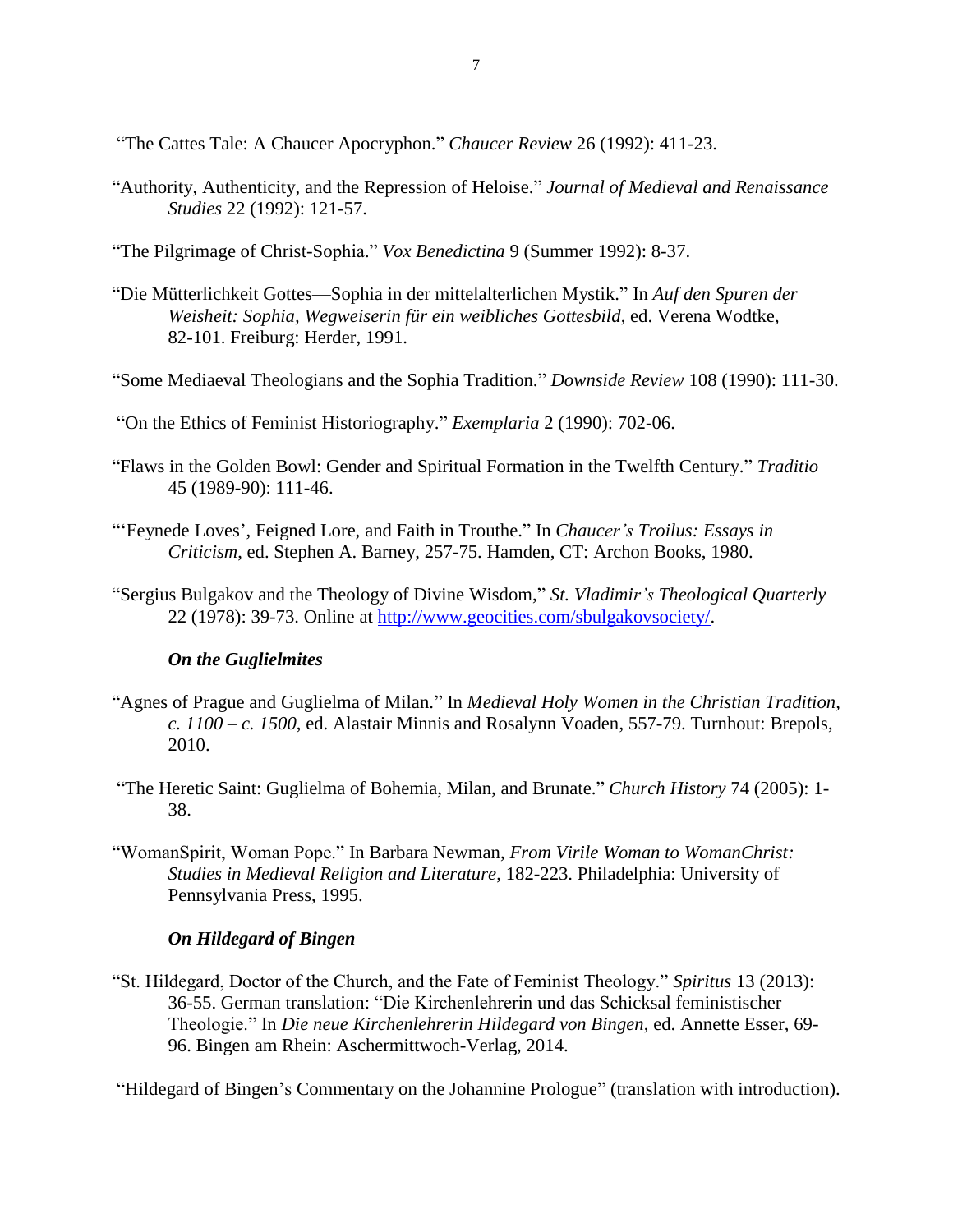"The Cattes Tale: A Chaucer Apocryphon." *Chaucer Review* 26 (1992): 411-23.

"Authority, Authenticity, and the Repression of Heloise." *Journal of Medieval and Renaissance Studies* 22 (1992): 121-57.

"The Pilgrimage of Christ-Sophia." *Vox Benedictina* 9 (Summer 1992): 8-37.

"Die Mütterlichkeit Gottes—Sophia in der mittelalterlichen Mystik." In *Auf den Spuren der Weisheit: Sophia, Wegweiserin für ein weibliches Gottesbild*, ed. Verena Wodtke, 82-101. Freiburg: Herder, 1991.

"Some Mediaeval Theologians and the Sophia Tradition." *Downside Review* 108 (1990): 111-30.

"On the Ethics of Feminist Historiography." *Exemplaria* 2 (1990): 702-06.

"Flaws in the Golden Bowl: Gender and Spiritual Formation in the Twelfth Century." *Traditio* 45 (1989-90): 111-46.

"'Feynede Loves', Feigned Lore, and Faith in Trouthe." In *Chaucer's Troilus: Essays in Criticism*, ed. Stephen A. Barney, 257-75. Hamden, CT: Archon Books, 1980.

"Sergius Bulgakov and the Theology of Divine Wisdom," *St. Vladimir's Theological Quarterly* 22 (1978): 39-73. Online at http://www.geocities.com/sbulgakovsociety/.

***On the Guglielmites***

"Agnes of Prague and Guglielma of Milan." In *Medieval Holy Women in the Christian Tradition, c. 1100 – c. 1500*, ed. Alastair Minnis and Rosalynn Voaden, 557-79. Turnhout: Brepols, 2010.

"The Heretic Saint: Guglielma of Bohemia, Milan, and Brunate." *Church History* 74 (2005): 1-38.

"WomanSpirit, Woman Pope." In Barbara Newman, *From Virile Woman to WomanChrist: Studies in Medieval Religion and Literature*, 182-223. Philadelphia: University of Pennsylvania Press, 1995.

***On Hildegard of Bingen***

"St. Hildegard, Doctor of the Church, and the Fate of Feminist Theology." *Spiritus* 13 (2013): 36-55. German translation: "Die Kirchenlehrerin und das Schicksal feministischer Theologie." In *Die neue Kirchenlehrerin Hildegard von Bingen*, ed. Annette Esser, 69-96. Bingen am Rhein: Aschermittwoch-Verlag, 2014.

"Hildegard of Bingen's Commentary on the Johannine Prologue" (translation with introduction).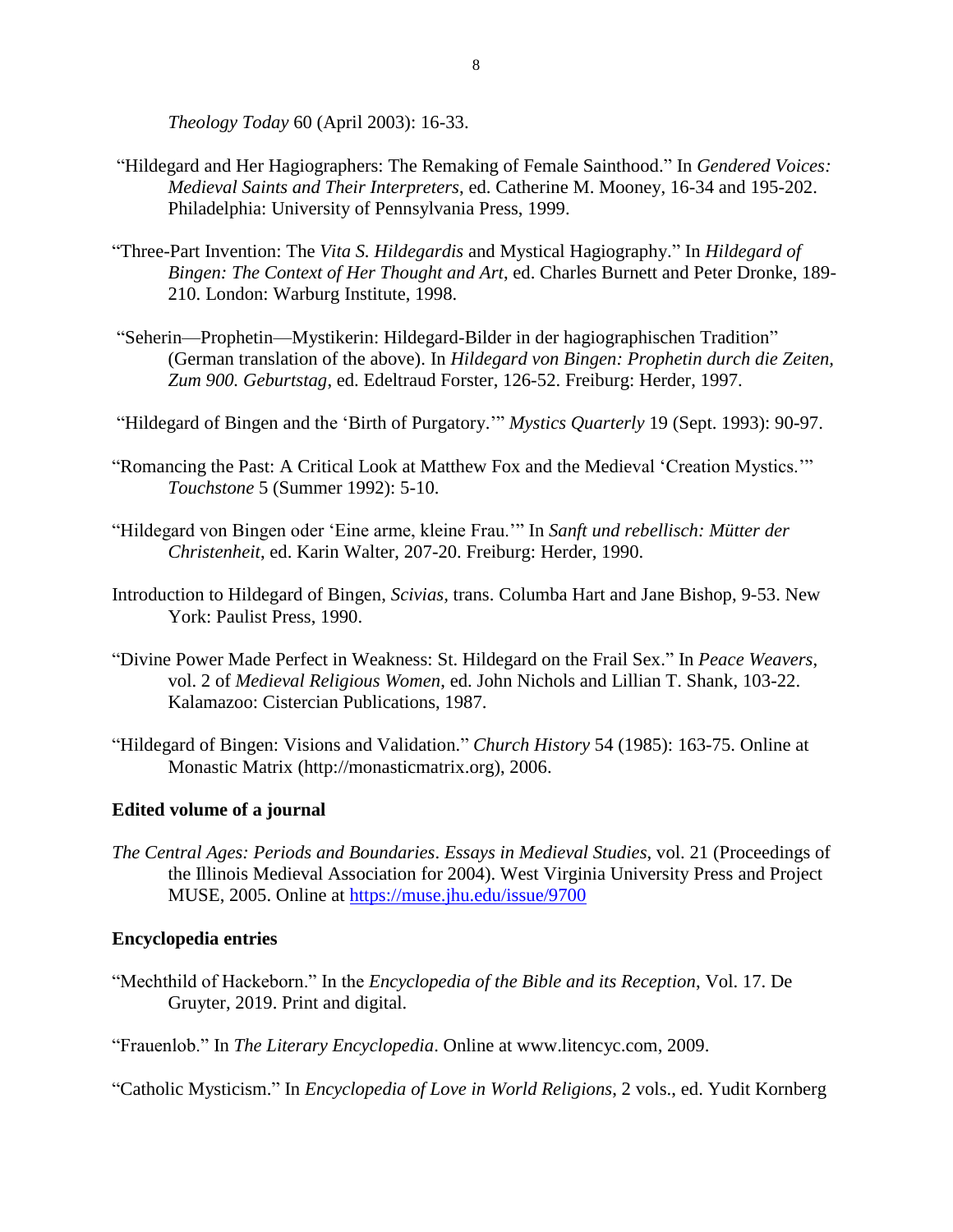*Theology Today* 60 (April 2003): 16-33.

"Hildegard and Her Hagiographers: The Remaking of Female Sainthood." In *Gendered Voices: Medieval Saints and Their Interpreters*, ed. Catherine M. Mooney, 16-34 and 195-202. Philadelphia: University of Pennsylvania Press, 1999.

"Three-Part Invention: The *Vita S. Hildegardis* and Mystical Hagiography." In *Hildegard of Bingen: The Context of Her Thought and Art*, ed. Charles Burnett and Peter Dronke, 189-210. London: Warburg Institute, 1998.

"Seherin—Prophetin—Mystikerin: Hildegard-Bilder in der hagiographischen Tradition" (German translation of the above). In *Hildegard von Bingen: Prophetin durch die Zeiten, Zum 900. Geburtstag*, ed. Edeltraud Forster, 126-52. Freiburg: Herder, 1997.

"Hildegard of Bingen and the 'Birth of Purgatory.'" *Mystics Quarterly* 19 (Sept. 1993): 90-97.

"Romancing the Past: A Critical Look at Matthew Fox and the Medieval 'Creation Mystics.'" *Touchstone* 5 (Summer 1992): 5-10.

"Hildegard von Bingen oder 'Eine arme, kleine Frau.'" In *Sanft und rebellisch: Mütter der Christenheit*, ed. Karin Walter, 207-20. Freiburg: Herder, 1990.

Introduction to Hildegard of Bingen, *Scivias*, trans. Columba Hart and Jane Bishop, 9-53. New York: Paulist Press, 1990.

"Divine Power Made Perfect in Weakness: St. Hildegard on the Frail Sex." In *Peace Weavers*, vol. 2 of *Medieval Religious Women*, ed. John Nichols and Lillian T. Shank, 103-22. Kalamazoo: Cistercian Publications, 1987.

"Hildegard of Bingen: Visions and Validation." *Church History* 54 (1985): 163-75. Online at Monastic Matrix (http://monasticmatrix.org), 2006.

**Edited volume of a journal**

*The Central Ages: Periods and Boundaries*. *Essays in Medieval Studies*, vol. 21 (Proceedings of the Illinois Medieval Association for 2004). West Virginia University Press and Project MUSE, 2005. Online at https://muse.jhu.edu/issue/9700

**Encyclopedia entries**

"Mechthild of Hackeborn." In the *Encyclopedia of the Bible and its Reception*, Vol. 17. De Gruyter, 2019. Print and digital.

"Frauenlob." In *The Literary Encyclopedia*. Online at www.litencyc.com, 2009.

"Catholic Mysticism." In *Encyclopedia of Love in World Religions*, 2 vols., ed. Yudit Kornberg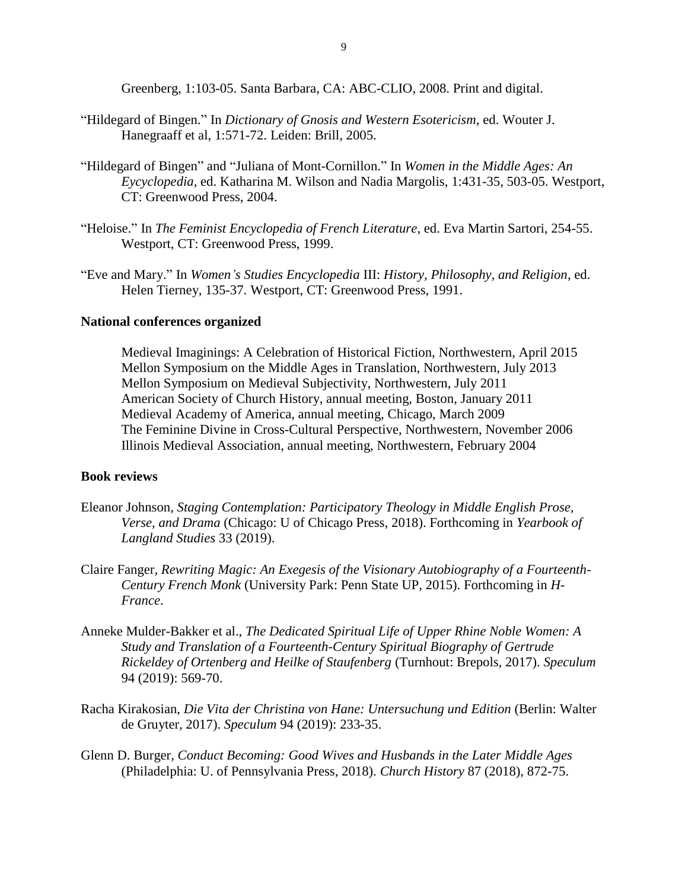Greenberg, 1:103-05. Santa Barbara, CA: ABC-CLIO, 2008. Print and digital.

"Hildegard of Bingen." In *Dictionary of Gnosis and Western Esotericism*, ed. Wouter J. Hanegraaff et al, 1:571-72. Leiden: Brill, 2005.

"Hildegard of Bingen" and "Juliana of Mont-Cornillon." In *Women in the Middle Ages: An Eycyclopedia*, ed. Katharina M. Wilson and Nadia Margolis, 1:431-35, 503-05. Westport, CT: Greenwood Press, 2004.

"Heloise." In *The Feminist Encyclopedia of French Literature*, ed. Eva Martin Sartori, 254-55. Westport, CT: Greenwood Press, 1999.

"Eve and Mary." In *Women's Studies Encyclopedia* III: *History, Philosophy, and Religion*, ed. Helen Tierney, 135-37. Westport, CT: Greenwood Press, 1991.

**National conferences organized**

Medieval Imaginings: A Celebration of Historical Fiction, Northwestern, April 2015
Mellon Symposium on the Middle Ages in Translation, Northwestern, July 2013
Mellon Symposium on Medieval Subjectivity, Northwestern, July 2011
American Society of Church History, annual meeting, Boston, January 2011
Medieval Academy of America, annual meeting, Chicago, March 2009
The Feminine Divine in Cross-Cultural Perspective, Northwestern, November 2006
Illinois Medieval Association, annual meeting, Northwestern, February 2004

**Book reviews**

Eleanor Johnson, *Staging Contemplation: Participatory Theology in Middle English Prose, Verse, and Drama* (Chicago: U of Chicago Press, 2018). Forthcoming in *Yearbook of Langland Studies* 33 (2019).

Claire Fanger, *Rewriting Magic: An Exegesis of the Visionary Autobiography of a Fourteenth-Century French Monk* (University Park: Penn State UP, 2015). Forthcoming in *H-France*.

Anneke Mulder-Bakker et al., *The Dedicated Spiritual Life of Upper Rhine Noble Women: A Study and Translation of a Fourteenth-Century Spiritual Biography of Gertrude Rickeldey of Ortenberg and Heilke of Staufenberg* (Turnhout: Brepols, 2017). *Speculum* 94 (2019): 569-70.

Racha Kirakosian, *Die Vita der Christina von Hane: Untersuchung und Edition* (Berlin: Walter de Gruyter, 2017). *Speculum* 94 (2019): 233-35.

Glenn D. Burger, *Conduct Becoming: Good Wives and Husbands in the Later Middle Ages* (Philadelphia: U. of Pennsylvania Press, 2018). *Church History* 87 (2018), 872-75.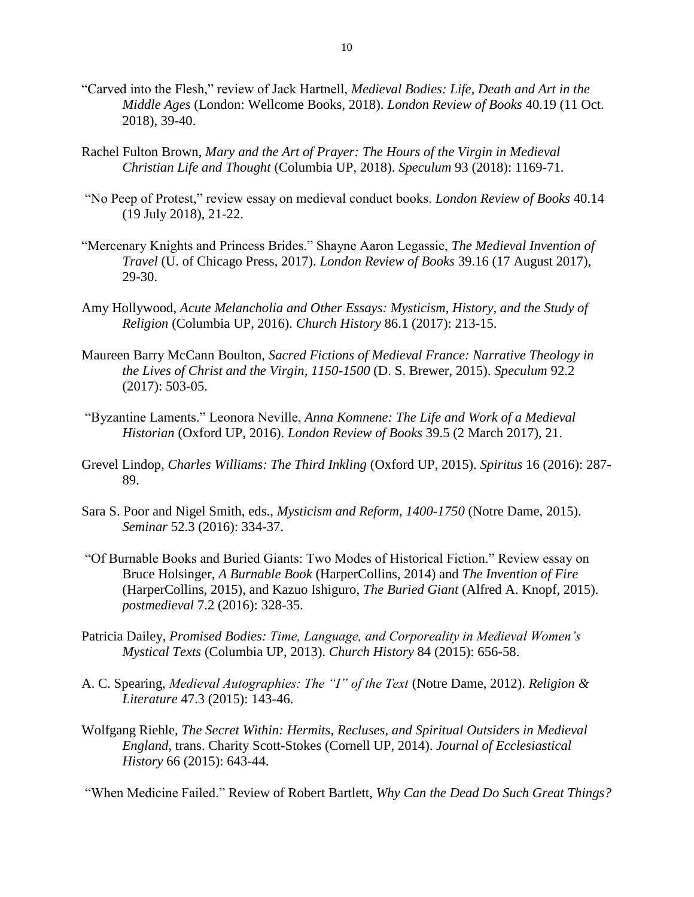"Carved into the Flesh," review of Jack Hartnell, *Medieval Bodies: Life, Death and Art in the Middle Ages* (London: Wellcome Books, 2018). *London Review of Books* 40.19 (11 Oct. 2018), 39-40.

Rachel Fulton Brown, *Mary and the Art of Prayer: The Hours of the Virgin in Medieval Christian Life and Thought* (Columbia UP, 2018). *Speculum* 93 (2018): 1169-71.

"No Peep of Protest," review essay on medieval conduct books. *London Review of Books* 40.14 (19 July 2018), 21-22.

"Mercenary Knights and Princess Brides." Shayne Aaron Legassie, *The Medieval Invention of Travel* (U. of Chicago Press, 2017). *London Review of Books* 39.16 (17 August 2017), 29-30.

Amy Hollywood, *Acute Melancholia and Other Essays: Mysticism, History, and the Study of Religion* (Columbia UP, 2016). *Church History* 86.1 (2017): 213-15.

Maureen Barry McCann Boulton, *Sacred Fictions of Medieval France: Narrative Theology in the Lives of Christ and the Virgin, 1150-1500* (D. S. Brewer, 2015). *Speculum* 92.2 (2017): 503-05.

"Byzantine Laments." Leonora Neville, *Anna Komnene: The Life and Work of a Medieval Historian* (Oxford UP, 2016). *London Review of Books* 39.5 (2 March 2017), 21.

Grevel Lindop, *Charles Williams: The Third Inkling* (Oxford UP, 2015). *Spiritus* 16 (2016): 287-89.

Sara S. Poor and Nigel Smith, eds., *Mysticism and Reform, 1400-1750* (Notre Dame, 2015). *Seminar* 52.3 (2016): 334-37.

"Of Burnable Books and Buried Giants: Two Modes of Historical Fiction." Review essay on Bruce Holsinger, *A Burnable Book* (HarperCollins, 2014) and *The Invention of Fire* (HarperCollins, 2015), and Kazuo Ishiguro, *The Buried Giant* (Alfred A. Knopf, 2015). *postmedieval* 7.2 (2016): 328-35.

Patricia Dailey, *Promised Bodies: Time, Language, and Corporeality in Medieval Women's Mystical Texts* (Columbia UP, 2013). *Church History* 84 (2015): 656-58.

A. C. Spearing, *Medieval Autographies: The "I" of the Text* (Notre Dame, 2012). *Religion & Literature* 47.3 (2015): 143-46.

Wolfgang Riehle, *The Secret Within: Hermits, Recluses, and Spiritual Outsiders in Medieval England*, trans. Charity Scott-Stokes (Cornell UP, 2014). *Journal of Ecclesiastical History* 66 (2015): 643-44.

"When Medicine Failed." Review of Robert Bartlett, *Why Can the Dead Do Such Great Things?*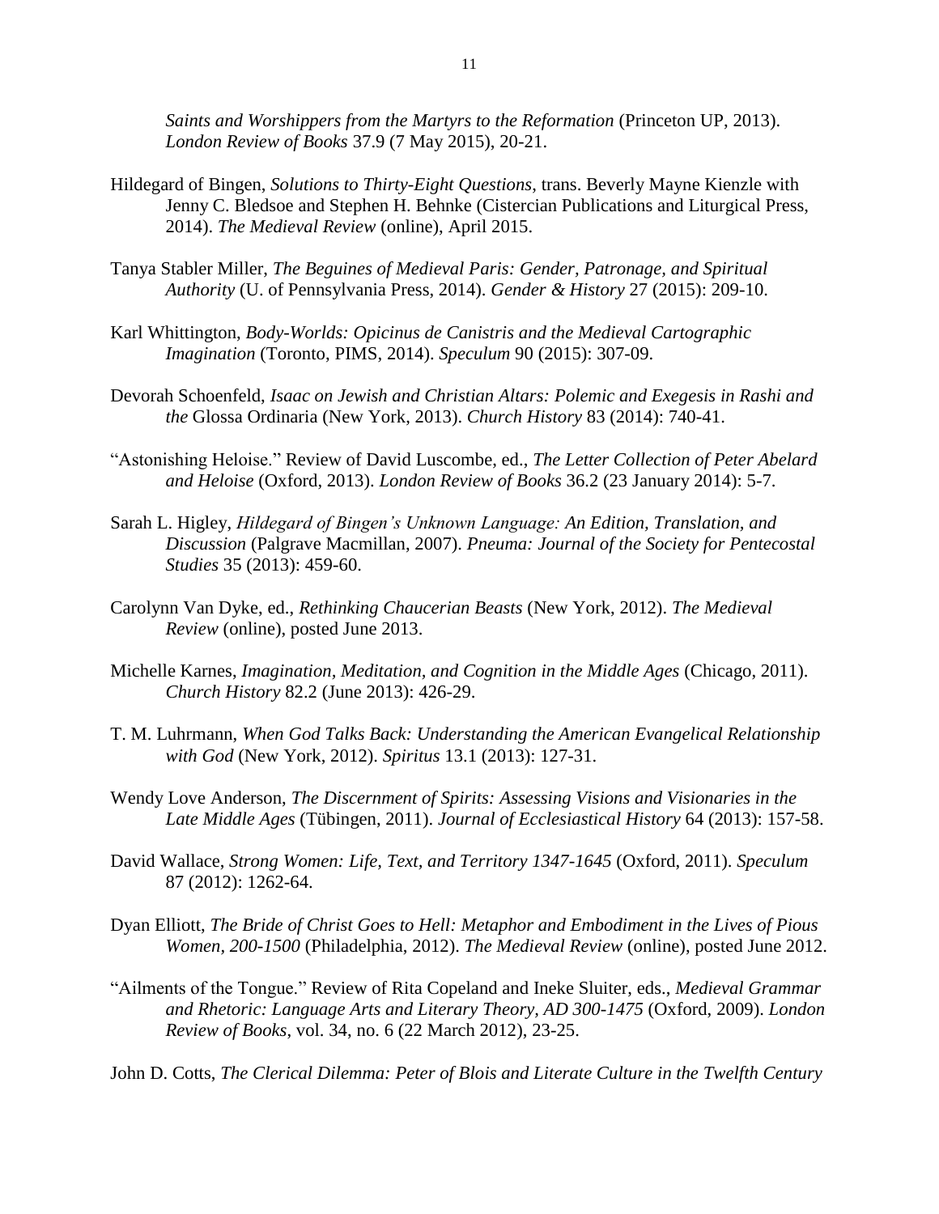*Saints and Worshippers from the Martyrs to the Reformation* (Princeton UP, 2013). *London Review of Books* 37.9 (7 May 2015), 20-21.

Hildegard of Bingen, *Solutions to Thirty-Eight Questions*, trans. Beverly Mayne Kienzle with Jenny C. Bledsoe and Stephen H. Behnke (Cistercian Publications and Liturgical Press, 2014). *The Medieval Review* (online), April 2015.

Tanya Stabler Miller, *The Beguines of Medieval Paris: Gender, Patronage, and Spiritual Authority* (U. of Pennsylvania Press, 2014). *Gender & History* 27 (2015): 209-10.

Karl Whittington, *Body-Worlds: Opicinus de Canistris and the Medieval Cartographic Imagination* (Toronto, PIMS, 2014). *Speculum* 90 (2015): 307-09.

Devorah Schoenfeld, *Isaac on Jewish and Christian Altars: Polemic and Exegesis in Rashi and the* Glossa Ordinaria (New York, 2013). *Church History* 83 (2014): 740-41.

"Astonishing Heloise." Review of David Luscombe, ed., *The Letter Collection of Peter Abelard and Heloise* (Oxford, 2013). *London Review of Books* 36.2 (23 January 2014): 5-7.

Sarah L. Higley, *Hildegard of Bingen's Unknown Language: An Edition, Translation, and Discussion* (Palgrave Macmillan, 2007). *Pneuma: Journal of the Society for Pentecostal Studies* 35 (2013): 459-60.

Carolynn Van Dyke, ed., *Rethinking Chaucerian Beasts* (New York, 2012). *The Medieval Review* (online), posted June 2013.

Michelle Karnes, *Imagination, Meditation, and Cognition in the Middle Ages* (Chicago, 2011). *Church History* 82.2 (June 2013): 426-29.

T. M. Luhrmann, *When God Talks Back: Understanding the American Evangelical Relationship with God* (New York, 2012). *Spiritus* 13.1 (2013): 127-31.

Wendy Love Anderson, *The Discernment of Spirits: Assessing Visions and Visionaries in the Late Middle Ages* (Tübingen, 2011). *Journal of Ecclesiastical History* 64 (2013): 157-58.

David Wallace, *Strong Women: Life, Text, and Territory 1347-1645* (Oxford, 2011). *Speculum* 87 (2012): 1262-64.

Dyan Elliott, *The Bride of Christ Goes to Hell: Metaphor and Embodiment in the Lives of Pious Women, 200-1500* (Philadelphia, 2012). *The Medieval Review* (online), posted June 2012.

"Ailments of the Tongue." Review of Rita Copeland and Ineke Sluiter, eds., *Medieval Grammar and Rhetoric: Language Arts and Literary Theory, AD 300-1475* (Oxford, 2009). *London Review of Books*, vol. 34, no. 6 (22 March 2012), 23-25.

John D. Cotts, *The Clerical Dilemma: Peter of Blois and Literate Culture in the Twelfth Century*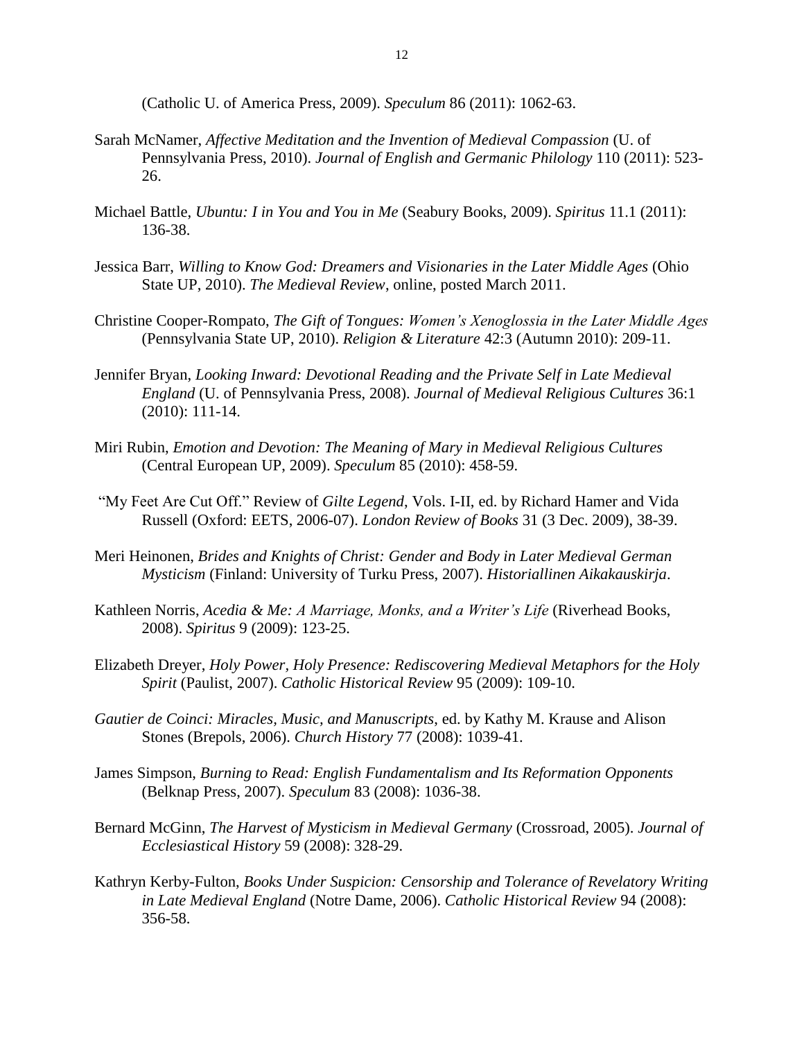(Catholic U. of America Press, 2009). *Speculum* 86 (2011): 1062-63.

Sarah McNamer, *Affective Meditation and the Invention of Medieval Compassion* (U. of Pennsylvania Press, 2010). *Journal of English and Germanic Philology* 110 (2011): 523-26.

Michael Battle, *Ubuntu: I in You and You in Me* (Seabury Books, 2009). *Spiritus* 11.1 (2011): 136-38.

Jessica Barr, *Willing to Know God: Dreamers and Visionaries in the Later Middle Ages* (Ohio State UP, 2010). *The Medieval Review*, online, posted March 2011.

Christine Cooper-Rompato, *The Gift of Tongues: Women's Xenoglossia in the Later Middle Ages* (Pennsylvania State UP, 2010). *Religion & Literature* 42:3 (Autumn 2010): 209-11.

Jennifer Bryan, *Looking Inward: Devotional Reading and the Private Self in Late Medieval England* (U. of Pennsylvania Press, 2008). *Journal of Medieval Religious Cultures* 36:1 (2010): 111-14.

Miri Rubin, *Emotion and Devotion: The Meaning of Mary in Medieval Religious Cultures* (Central European UP, 2009). *Speculum* 85 (2010): 458-59.

"My Feet Are Cut Off." Review of *Gilte Legend*, Vols. I-II, ed. by Richard Hamer and Vida Russell (Oxford: EETS, 2006-07). *London Review of Books* 31 (3 Dec. 2009), 38-39.

Meri Heinonen, *Brides and Knights of Christ: Gender and Body in Later Medieval German Mysticism* (Finland: University of Turku Press, 2007). *Historiallinen Aikakauskirja*.

Kathleen Norris, *Acedia & Me: A Marriage, Monks, and a Writer's Life* (Riverhead Books, 2008). *Spiritus* 9 (2009): 123-25.

Elizabeth Dreyer, *Holy Power, Holy Presence: Rediscovering Medieval Metaphors for the Holy Spirit* (Paulist, 2007). *Catholic Historical Review* 95 (2009): 109-10.

*Gautier de Coinci: Miracles, Music, and Manuscripts*, ed. by Kathy M. Krause and Alison Stones (Brepols, 2006). *Church History* 77 (2008): 1039-41.

James Simpson, *Burning to Read: English Fundamentalism and Its Reformation Opponents* (Belknap Press, 2007). *Speculum* 83 (2008): 1036-38.

Bernard McGinn, *The Harvest of Mysticism in Medieval Germany* (Crossroad, 2005). *Journal of Ecclesiastical History* 59 (2008): 328-29.

Kathryn Kerby-Fulton, *Books Under Suspicion: Censorship and Tolerance of Revelatory Writing in Late Medieval England* (Notre Dame, 2006). *Catholic Historical Review* 94 (2008): 356-58.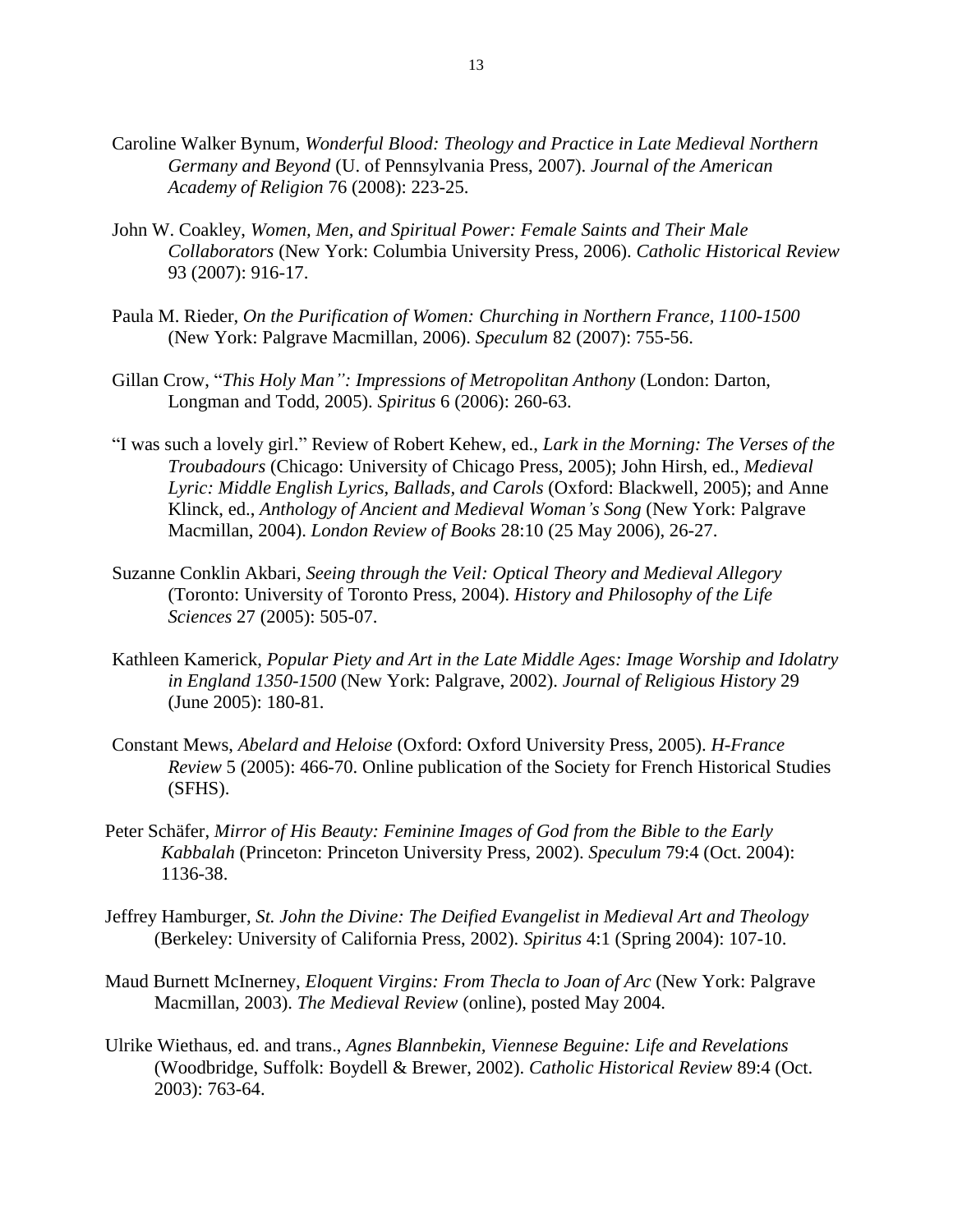Caroline Walker Bynum, *Wonderful Blood: Theology and Practice in Late Medieval Northern Germany and Beyond* (U. of Pennsylvania Press, 2007). *Journal of the American Academy of Religion* 76 (2008): 223-25.

John W. Coakley, *Women, Men, and Spiritual Power: Female Saints and Their Male Collaborators* (New York: Columbia University Press, 2006). *Catholic Historical Review* 93 (2007): 916-17.

Paula M. Rieder, *On the Purification of Women: Churching in Northern France, 1100-1500* (New York: Palgrave Macmillan, 2006). *Speculum* 82 (2007): 755-56.

Gillan Crow, "*This Holy Man": Impressions of Metropolitan Anthony* (London: Darton, Longman and Todd, 2005). *Spiritus* 6 (2006): 260-63.

"I was such a lovely girl." Review of Robert Kehew, ed., *Lark in the Morning: The Verses of the Troubadours* (Chicago: University of Chicago Press, 2005); John Hirsh, ed., *Medieval Lyric: Middle English Lyrics, Ballads, and Carols* (Oxford: Blackwell, 2005); and Anne Klinck, ed., *Anthology of Ancient and Medieval Woman's Song* (New York: Palgrave Macmillan, 2004). *London Review of Books* 28:10 (25 May 2006), 26-27.

Suzanne Conklin Akbari, *Seeing through the Veil: Optical Theory and Medieval Allegory* (Toronto: University of Toronto Press, 2004). *History and Philosophy of the Life Sciences* 27 (2005): 505-07.

Kathleen Kamerick, *Popular Piety and Art in the Late Middle Ages: Image Worship and Idolatry in England 1350-1500* (New York: Palgrave, 2002). *Journal of Religious History* 29 (June 2005): 180-81.

Constant Mews, *Abelard and Heloise* (Oxford: Oxford University Press, 2005). *H-France Review* 5 (2005): 466-70. Online publication of the Society for French Historical Studies (SFHS).

Peter Schäfer, *Mirror of His Beauty: Feminine Images of God from the Bible to the Early Kabbalah* (Princeton: Princeton University Press, 2002). *Speculum* 79:4 (Oct. 2004): 1136-38.

Jeffrey Hamburger, *St. John the Divine: The Deified Evangelist in Medieval Art and Theology* (Berkeley: University of California Press, 2002). *Spiritus* 4:1 (Spring 2004): 107-10.

Maud Burnett McInerney, *Eloquent Virgins: From Thecla to Joan of Arc* (New York: Palgrave Macmillan, 2003). *The Medieval Review* (online), posted May 2004.

Ulrike Wiethaus, ed. and trans., *Agnes Blannbekin, Viennese Beguine: Life and Revelations* (Woodbridge, Suffolk: Boydell & Brewer, 2002). *Catholic Historical Review* 89:4 (Oct. 2003): 763-64.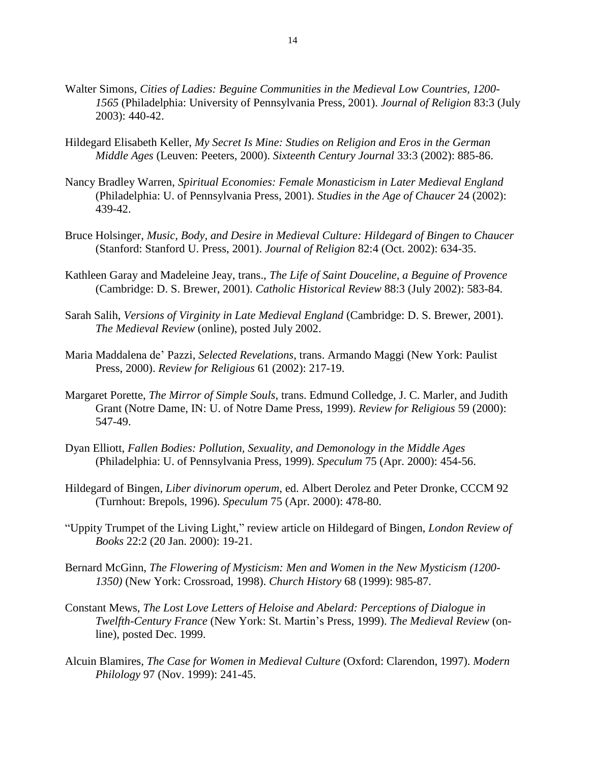Walter Simons, *Cities of Ladies: Beguine Communities in the Medieval Low Countries, 1200-1565* (Philadelphia: University of Pennsylvania Press, 2001). *Journal of Religion* 83:3 (July 2003): 440-42.

Hildegard Elisabeth Keller, *My Secret Is Mine: Studies on Religion and Eros in the German Middle Ages* (Leuven: Peeters, 2000). *Sixteenth Century Journal* 33:3 (2002): 885-86.

Nancy Bradley Warren, *Spiritual Economies: Female Monasticism in Later Medieval England* (Philadelphia: U. of Pennsylvania Press, 2001). *Studies in the Age of Chaucer* 24 (2002): 439-42.

Bruce Holsinger, *Music, Body, and Desire in Medieval Culture: Hildegard of Bingen to Chaucer* (Stanford: Stanford U. Press, 2001). *Journal of Religion* 82:4 (Oct. 2002): 634-35.

Kathleen Garay and Madeleine Jeay, trans., *The Life of Saint Douceline, a Beguine of Provence* (Cambridge: D. S. Brewer, 2001). *Catholic Historical Review* 88:3 (July 2002): 583-84.

Sarah Salih, *Versions of Virginity in Late Medieval England* (Cambridge: D. S. Brewer, 2001). *The Medieval Review* (online), posted July 2002.

Maria Maddalena de' Pazzi, *Selected Revelations*, trans. Armando Maggi (New York: Paulist Press, 2000). *Review for Religious* 61 (2002): 217-19.

Margaret Porette, *The Mirror of Simple Souls*, trans. Edmund Colledge, J. C. Marler, and Judith Grant (Notre Dame, IN: U. of Notre Dame Press, 1999). *Review for Religious* 59 (2000): 547-49.

Dyan Elliott, *Fallen Bodies: Pollution, Sexuality, and Demonology in the Middle Ages* (Philadelphia: U. of Pennsylvania Press, 1999). *Speculum* 75 (Apr. 2000): 454-56.

Hildegard of Bingen, *Liber divinorum operum*, ed. Albert Derolez and Peter Dronke, CCCM 92 (Turnhout: Brepols, 1996). *Speculum* 75 (Apr. 2000): 478-80.

"Uppity Trumpet of the Living Light," review article on Hildegard of Bingen, *London Review of Books* 22:2 (20 Jan. 2000): 19-21.

Bernard McGinn, *The Flowering of Mysticism: Men and Women in the New Mysticism (1200-1350)* (New York: Crossroad, 1998). *Church History* 68 (1999): 985-87.

Constant Mews, *The Lost Love Letters of Heloise and Abelard: Perceptions of Dialogue in Twelfth-Century France* (New York: St. Martin's Press, 1999). *The Medieval Review* (on-line), posted Dec. 1999.

Alcuin Blamires, *The Case for Women in Medieval Culture* (Oxford: Clarendon, 1997). *Modern Philology* 97 (Nov. 1999): 241-45.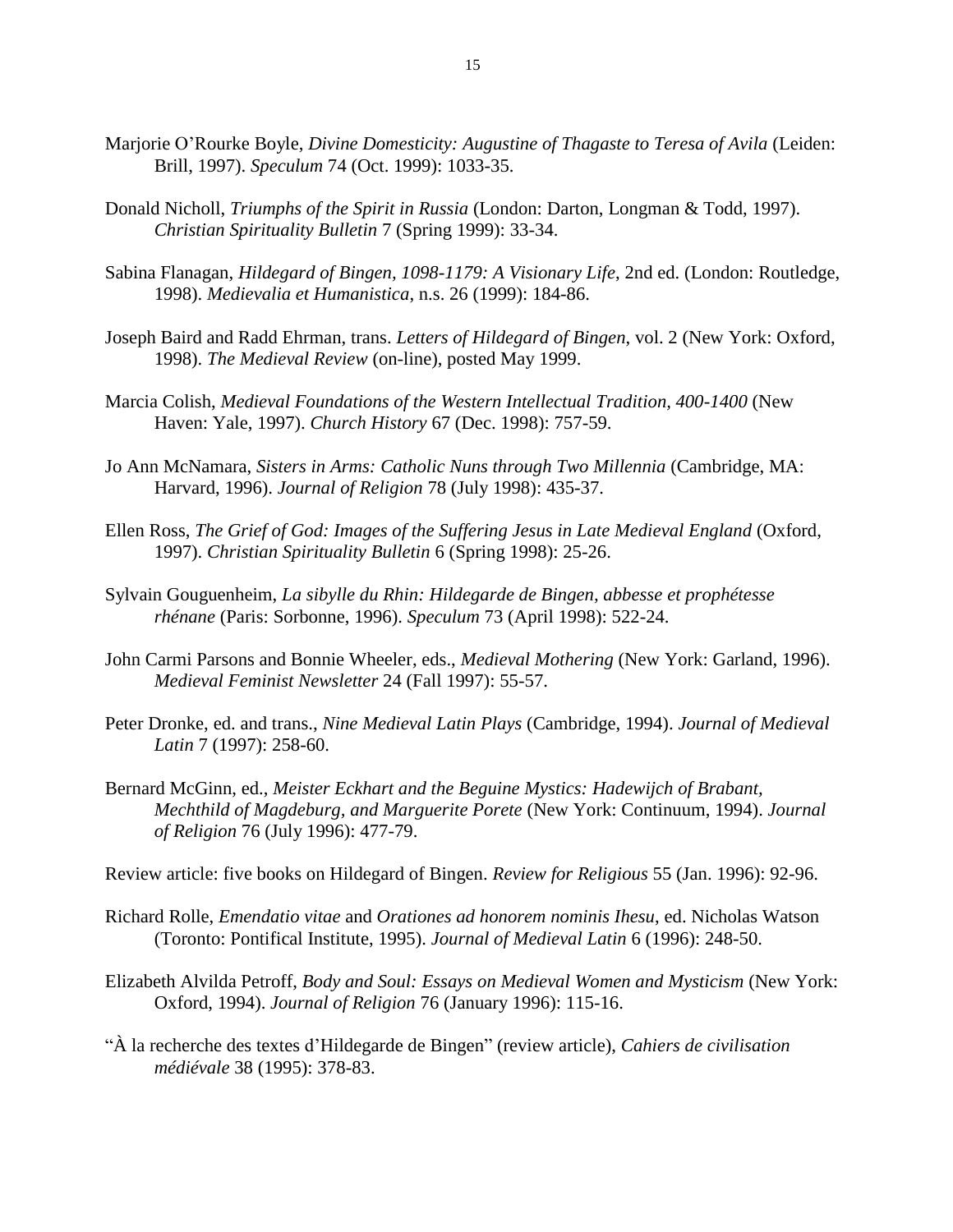Marjorie O'Rourke Boyle, *Divine Domesticity: Augustine of Thagaste to Teresa of Avila* (Leiden: Brill, 1997). *Speculum* 74 (Oct. 1999): 1033-35.

Donald Nicholl, *Triumphs of the Spirit in Russia* (London: Darton, Longman & Todd, 1997). *Christian Spirituality Bulletin* 7 (Spring 1999): 33-34.

Sabina Flanagan, *Hildegard of Bingen, 1098-1179: A Visionary Life*, 2nd ed. (London: Routledge, 1998). *Medievalia et Humanistica*, n.s. 26 (1999): 184-86.

Joseph Baird and Radd Ehrman, trans. *Letters of Hildegard of Bingen*, vol. 2 (New York: Oxford, 1998). *The Medieval Review* (on-line), posted May 1999.

Marcia Colish, *Medieval Foundations of the Western Intellectual Tradition, 400-1400* (New Haven: Yale, 1997). *Church History* 67 (Dec. 1998): 757-59.

Jo Ann McNamara, *Sisters in Arms: Catholic Nuns through Two Millennia* (Cambridge, MA: Harvard, 1996). *Journal of Religion* 78 (July 1998): 435-37.

Ellen Ross, *The Grief of God: Images of the Suffering Jesus in Late Medieval England* (Oxford, 1997). *Christian Spirituality Bulletin* 6 (Spring 1998): 25-26.

Sylvain Gouguenheim, *La sibylle du Rhin: Hildegarde de Bingen, abbesse et prophétesse rhénane* (Paris: Sorbonne, 1996). *Speculum* 73 (April 1998): 522-24.

John Carmi Parsons and Bonnie Wheeler, eds., *Medieval Mothering* (New York: Garland, 1996). *Medieval Feminist Newsletter* 24 (Fall 1997): 55-57.

Peter Dronke, ed. and trans., *Nine Medieval Latin Plays* (Cambridge, 1994). *Journal of Medieval Latin* 7 (1997): 258-60.

Bernard McGinn, ed., *Meister Eckhart and the Beguine Mystics: Hadewijch of Brabant, Mechthild of Magdeburg, and Marguerite Porete* (New York: Continuum, 1994). *Journal of Religion* 76 (July 1996): 477-79.

Review article: five books on Hildegard of Bingen. *Review for Religious* 55 (Jan. 1996): 92-96.

Richard Rolle, *Emendatio vitae* and *Orationes ad honorem nominis Ihesu*, ed. Nicholas Watson (Toronto: Pontifical Institute, 1995). *Journal of Medieval Latin* 6 (1996): 248-50.

Elizabeth Alvilda Petroff, *Body and Soul: Essays on Medieval Women and Mysticism* (New York: Oxford, 1994). *Journal of Religion* 76 (January 1996): 115-16.

"À la recherche des textes d'Hildegarde de Bingen" (review article), *Cahiers de civilisation médiévale* 38 (1995): 378-83.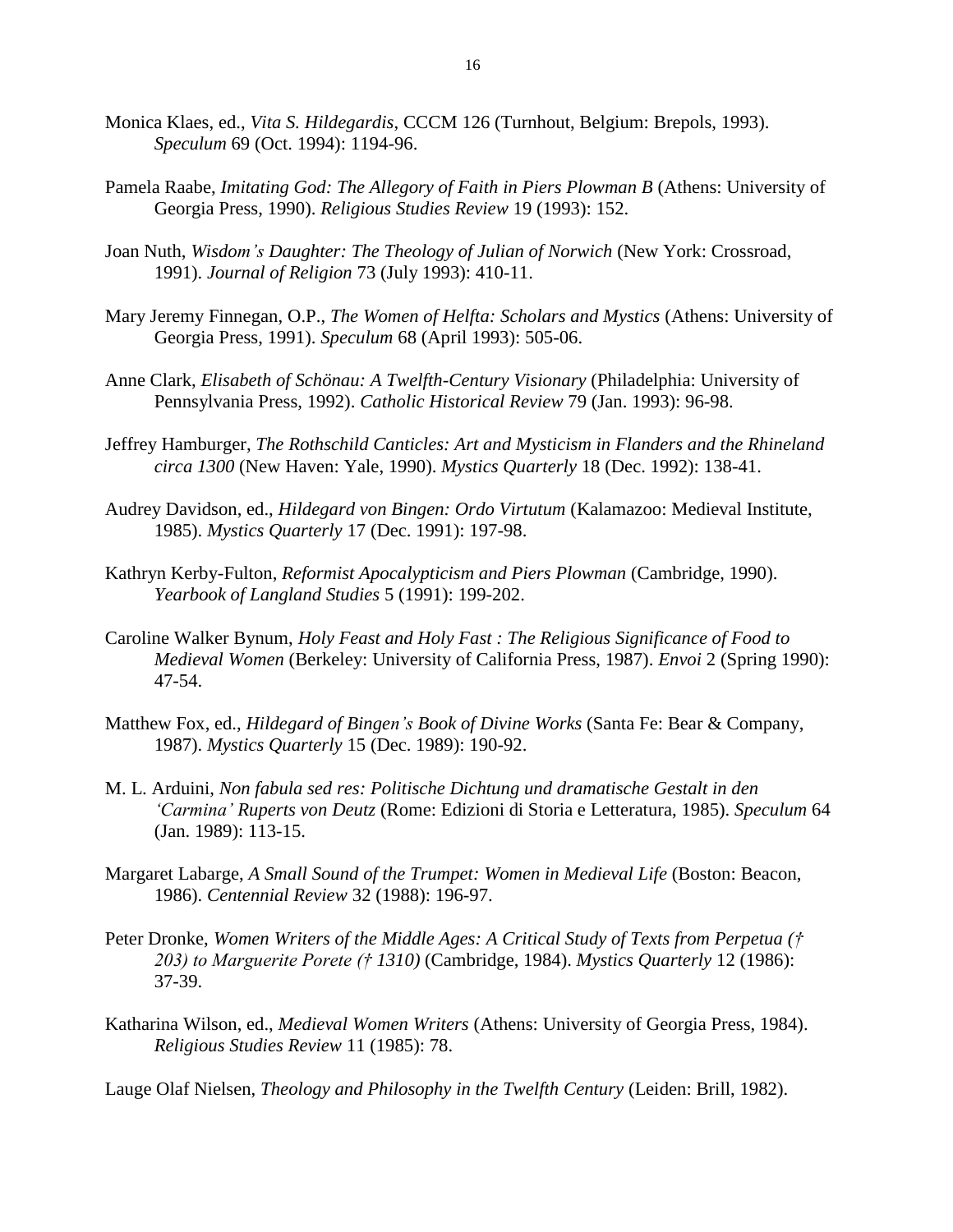Monica Klaes, ed., *Vita S. Hildegardis*, CCCM 126 (Turnhout, Belgium: Brepols, 1993). *Speculum* 69 (Oct. 1994): 1194-96.

Pamela Raabe, *Imitating God: The Allegory of Faith in Piers Plowman B* (Athens: University of Georgia Press, 1990). *Religious Studies Review* 19 (1993): 152.

Joan Nuth, *Wisdom's Daughter: The Theology of Julian of Norwich* (New York: Crossroad, 1991). *Journal of Religion* 73 (July 1993): 410-11.

Mary Jeremy Finnegan, O.P., *The Women of Helfta: Scholars and Mystics* (Athens: University of Georgia Press, 1991). *Speculum* 68 (April 1993): 505-06.

Anne Clark, *Elisabeth of Schönau: A Twelfth-Century Visionary* (Philadelphia: University of Pennsylvania Press, 1992). *Catholic Historical Review* 79 (Jan. 1993): 96-98.

Jeffrey Hamburger, *The Rothschild Canticles: Art and Mysticism in Flanders and the Rhineland circa 1300* (New Haven: Yale, 1990). *Mystics Quarterly* 18 (Dec. 1992): 138-41.

Audrey Davidson, ed., *Hildegard von Bingen: Ordo Virtutum* (Kalamazoo: Medieval Institute, 1985). *Mystics Quarterly* 17 (Dec. 1991): 197-98.

Kathryn Kerby-Fulton, *Reformist Apocalypticism and Piers Plowman* (Cambridge, 1990). *Yearbook of Langland Studies* 5 (1991): 199-202.

Caroline Walker Bynum, *Holy Feast and Holy Fast : The Religious Significance of Food to Medieval Women* (Berkeley: University of California Press, 1987). *Envoi* 2 (Spring 1990): 47-54.

Matthew Fox, ed., *Hildegard of Bingen's Book of Divine Works* (Santa Fe: Bear & Company, 1987). *Mystics Quarterly* 15 (Dec. 1989): 190-92.

M. L. Arduini, *Non fabula sed res: Politische Dichtung und dramatische Gestalt in den 'Carmina' Ruperts von Deutz* (Rome: Edizioni di Storia e Letteratura, 1985). *Speculum* 64 (Jan. 1989): 113-15.

Margaret Labarge, *A Small Sound of the Trumpet: Women in Medieval Life* (Boston: Beacon, 1986). *Centennial Review* 32 (1988): 196-97.

Peter Dronke, *Women Writers of the Middle Ages: A Critical Study of Texts from Perpetua († 203) to Marguerite Porete († 1310)* (Cambridge, 1984). *Mystics Quarterly* 12 (1986): 37-39.

Katharina Wilson, ed., *Medieval Women Writers* (Athens: University of Georgia Press, 1984). *Religious Studies Review* 11 (1985): 78.

Lauge Olaf Nielsen, *Theology and Philosophy in the Twelfth Century* (Leiden: Brill, 1982).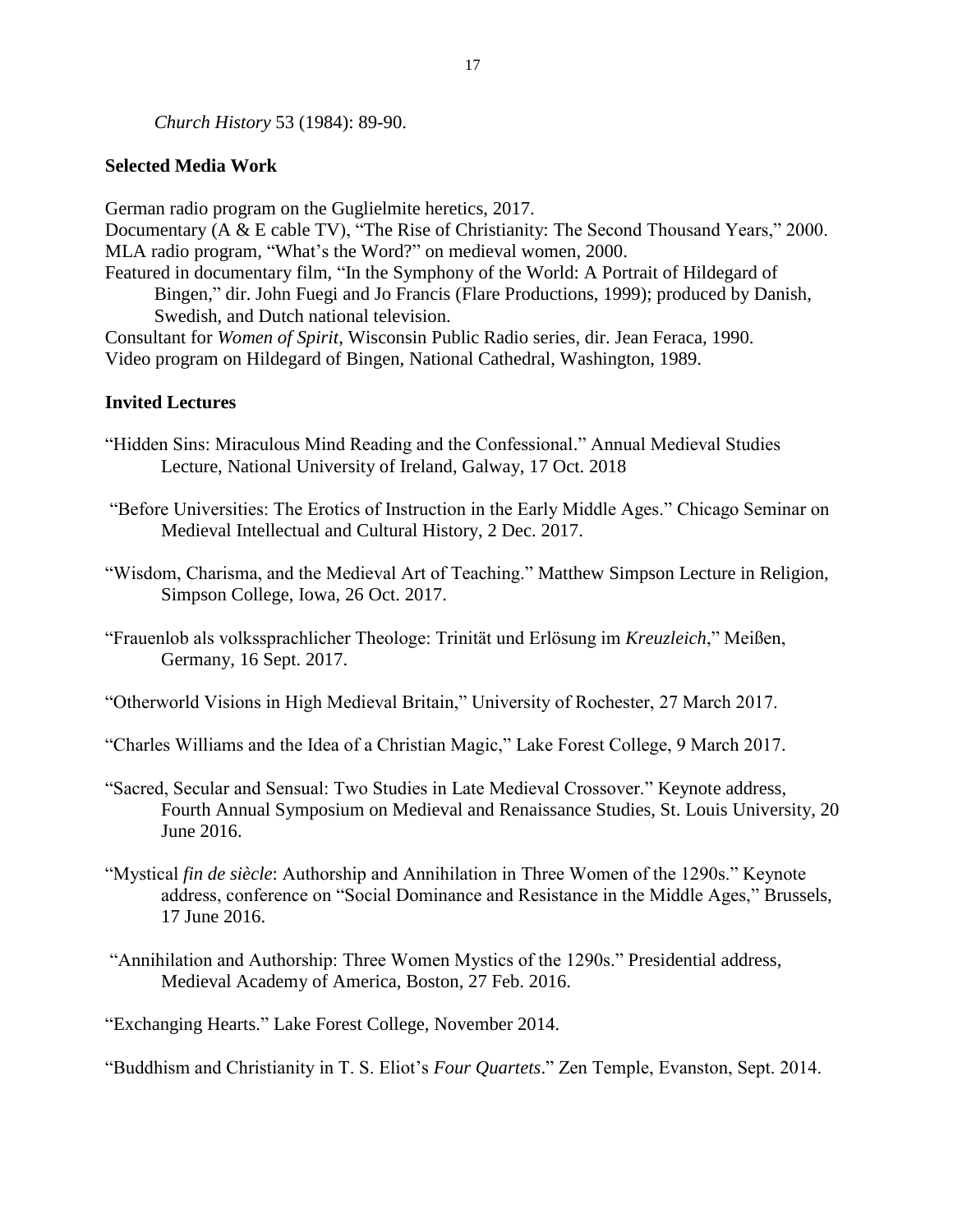*Church History* 53 (1984): 89-90.

**Selected Media Work**

German radio program on the Guglielmite heretics, 2017.
Documentary (A & E cable TV), "The Rise of Christianity: The Second Thousand Years," 2000.
MLA radio program, "What's the Word?" on medieval women, 2000.
Featured in documentary film, "In the Symphony of the World: A Portrait of Hildegard of Bingen," dir. John Fuegi and Jo Francis (Flare Productions, 1999); produced by Danish, Swedish, and Dutch national television.
Consultant for *Women of Spirit*, Wisconsin Public Radio series, dir. Jean Feraca, 1990.
Video program on Hildegard of Bingen, National Cathedral, Washington, 1989.

**Invited Lectures**

"Hidden Sins: Miraculous Mind Reading and the Confessional." Annual Medieval Studies Lecture, National University of Ireland, Galway, 17 Oct. 2018

"Before Universities: The Erotics of Instruction in the Early Middle Ages." Chicago Seminar on Medieval Intellectual and Cultural History, 2 Dec. 2017.

"Wisdom, Charisma, and the Medieval Art of Teaching." Matthew Simpson Lecture in Religion, Simpson College, Iowa, 26 Oct. 2017.

"Frauenlob als volkssprachlicher Theologe: Trinität und Erlösung im *Kreuzleich*," Meißen, Germany, 16 Sept. 2017.

"Otherworld Visions in High Medieval Britain," University of Rochester, 27 March 2017.

"Charles Williams and the Idea of a Christian Magic," Lake Forest College, 9 March 2017.

"Sacred, Secular and Sensual: Two Studies in Late Medieval Crossover." Keynote address, Fourth Annual Symposium on Medieval and Renaissance Studies, St. Louis University, 20 June 2016.

"Mystical *fin de siècle*: Authorship and Annihilation in Three Women of the 1290s." Keynote address, conference on "Social Dominance and Resistance in the Middle Ages," Brussels, 17 June 2016.

"Annihilation and Authorship: Three Women Mystics of the 1290s." Presidential address, Medieval Academy of America, Boston, 27 Feb. 2016.

"Exchanging Hearts." Lake Forest College, November 2014.

"Buddhism and Christianity in T. S. Eliot's *Four Quartets*." Zen Temple, Evanston, Sept. 2014.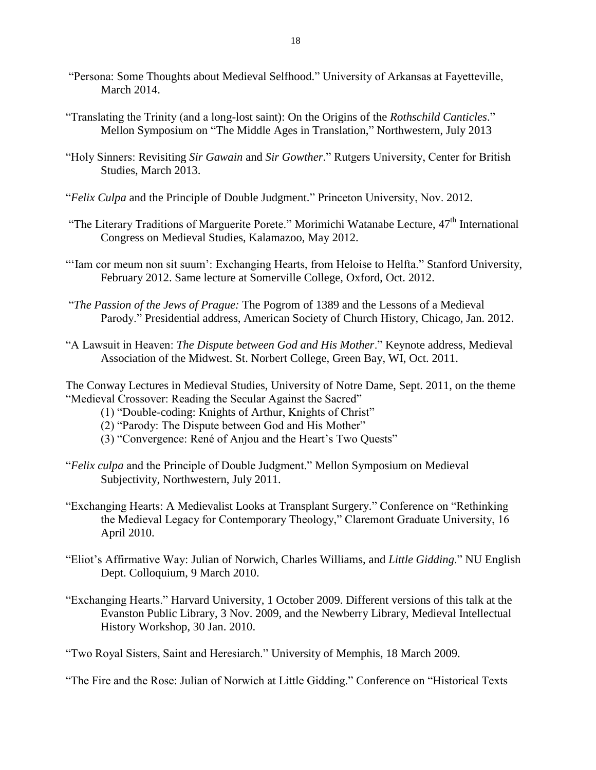"Persona: Some Thoughts about Medieval Selfhood." University of Arkansas at Fayetteville, March 2014.

"Translating the Trinity (and a long-lost saint): On the Origins of the *Rothschild Canticles*." Mellon Symposium on "The Middle Ages in Translation," Northwestern, July 2013

"Holy Sinners: Revisiting *Sir Gawain* and *Sir Gowther*." Rutgers University, Center for British Studies, March 2013.

"*Felix Culpa* and the Principle of Double Judgment." Princeton University, Nov. 2012.

"The Literary Traditions of Marguerite Porete." Morimichi Watanabe Lecture, 47th International Congress on Medieval Studies, Kalamazoo, May 2012.

"'Iam cor meum non sit suum': Exchanging Hearts, from Heloise to Helfta." Stanford University, February 2012. Same lecture at Somerville College, Oxford, Oct. 2012.

"*The Passion of the Jews of Prague:* The Pogrom of 1389 and the Lessons of a Medieval Parody." Presidential address, American Society of Church History, Chicago, Jan. 2012.

"A Lawsuit in Heaven: *The Dispute between God and His Mother*." Keynote address, Medieval Association of the Midwest. St. Norbert College, Green Bay, WI, Oct. 2011.

The Conway Lectures in Medieval Studies, University of Notre Dame, Sept. 2011, on the theme "Medieval Crossover: Reading the Secular Against the Sacred"

(1) "Double-coding: Knights of Arthur, Knights of Christ"
(2) "Parody: The Dispute between God and His Mother"
(3) "Convergence: René of Anjou and the Heart's Two Quests"

"*Felix culpa* and the Principle of Double Judgment." Mellon Symposium on Medieval Subjectivity, Northwestern, July 2011.

"Exchanging Hearts: A Medievalist Looks at Transplant Surgery." Conference on "Rethinking the Medieval Legacy for Contemporary Theology," Claremont Graduate University, 16 April 2010.

"Eliot's Affirmative Way: Julian of Norwich, Charles Williams, and *Little Gidding*." NU English Dept. Colloquium, 9 March 2010.

"Exchanging Hearts." Harvard University, 1 October 2009. Different versions of this talk at the Evanston Public Library, 3 Nov. 2009, and the Newberry Library, Medieval Intellectual History Workshop, 30 Jan. 2010.

"Two Royal Sisters, Saint and Heresiarch." University of Memphis, 18 March 2009.

"The Fire and the Rose: Julian of Norwich at Little Gidding." Conference on "Historical Texts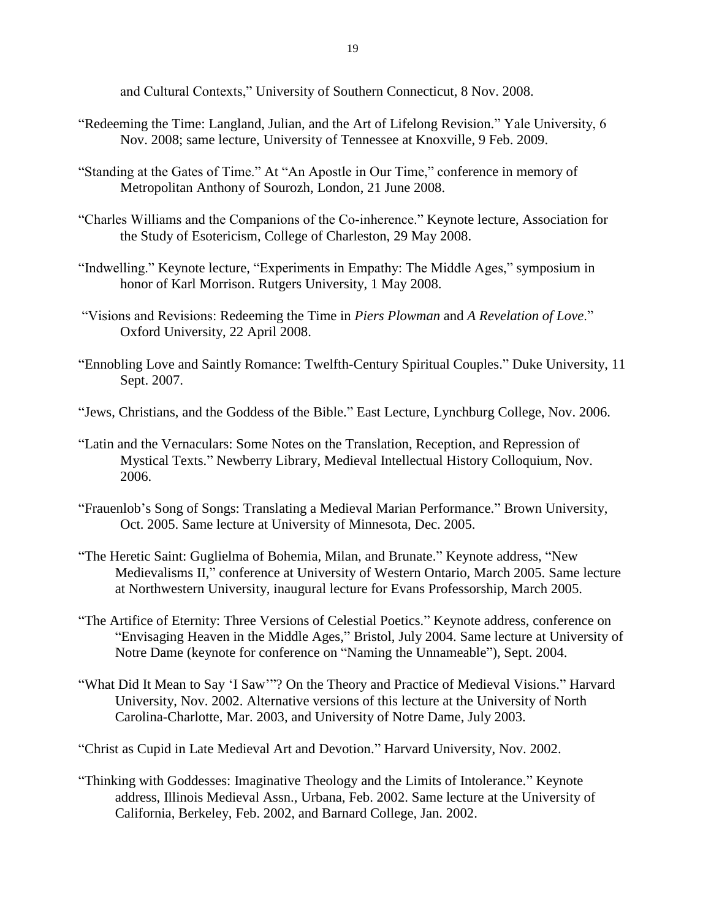and Cultural Contexts," University of Southern Connecticut, 8 Nov. 2008.

"Redeeming the Time: Langland, Julian, and the Art of Lifelong Revision." Yale University, 6 Nov. 2008; same lecture, University of Tennessee at Knoxville, 9 Feb. 2009.

"Standing at the Gates of Time." At "An Apostle in Our Time," conference in memory of Metropolitan Anthony of Sourozh, London, 21 June 2008.

"Charles Williams and the Companions of the Co-inherence." Keynote lecture, Association for the Study of Esotericism, College of Charleston, 29 May 2008.

"Indwelling." Keynote lecture, "Experiments in Empathy: The Middle Ages," symposium in honor of Karl Morrison. Rutgers University, 1 May 2008.

"Visions and Revisions: Redeeming the Time in *Piers Plowman* and *A Revelation of Love*." Oxford University, 22 April 2008.

"Ennobling Love and Saintly Romance: Twelfth-Century Spiritual Couples." Duke University, 11 Sept. 2007.

"Jews, Christians, and the Goddess of the Bible." East Lecture, Lynchburg College, Nov. 2006.

"Latin and the Vernaculars: Some Notes on the Translation, Reception, and Repression of Mystical Texts." Newberry Library, Medieval Intellectual History Colloquium, Nov. 2006.

"Frauenlob's Song of Songs: Translating a Medieval Marian Performance." Brown University, Oct. 2005. Same lecture at University of Minnesota, Dec. 2005.

"The Heretic Saint: Guglielma of Bohemia, Milan, and Brunate." Keynote address, "New Medievalisms II," conference at University of Western Ontario, March 2005. Same lecture at Northwestern University, inaugural lecture for Evans Professorship, March 2005.

"The Artifice of Eternity: Three Versions of Celestial Poetics." Keynote address, conference on "Envisaging Heaven in the Middle Ages," Bristol, July 2004. Same lecture at University of Notre Dame (keynote for conference on "Naming the Unnameable"), Sept. 2004.

"What Did It Mean to Say 'I Saw'"? On the Theory and Practice of Medieval Visions." Harvard University, Nov. 2002. Alternative versions of this lecture at the University of North Carolina-Charlotte, Mar. 2003, and University of Notre Dame, July 2003.

"Christ as Cupid in Late Medieval Art and Devotion." Harvard University, Nov. 2002.

"Thinking with Goddesses: Imaginative Theology and the Limits of Intolerance." Keynote address, Illinois Medieval Assn., Urbana, Feb. 2002. Same lecture at the University of California, Berkeley, Feb. 2002, and Barnard College, Jan. 2002.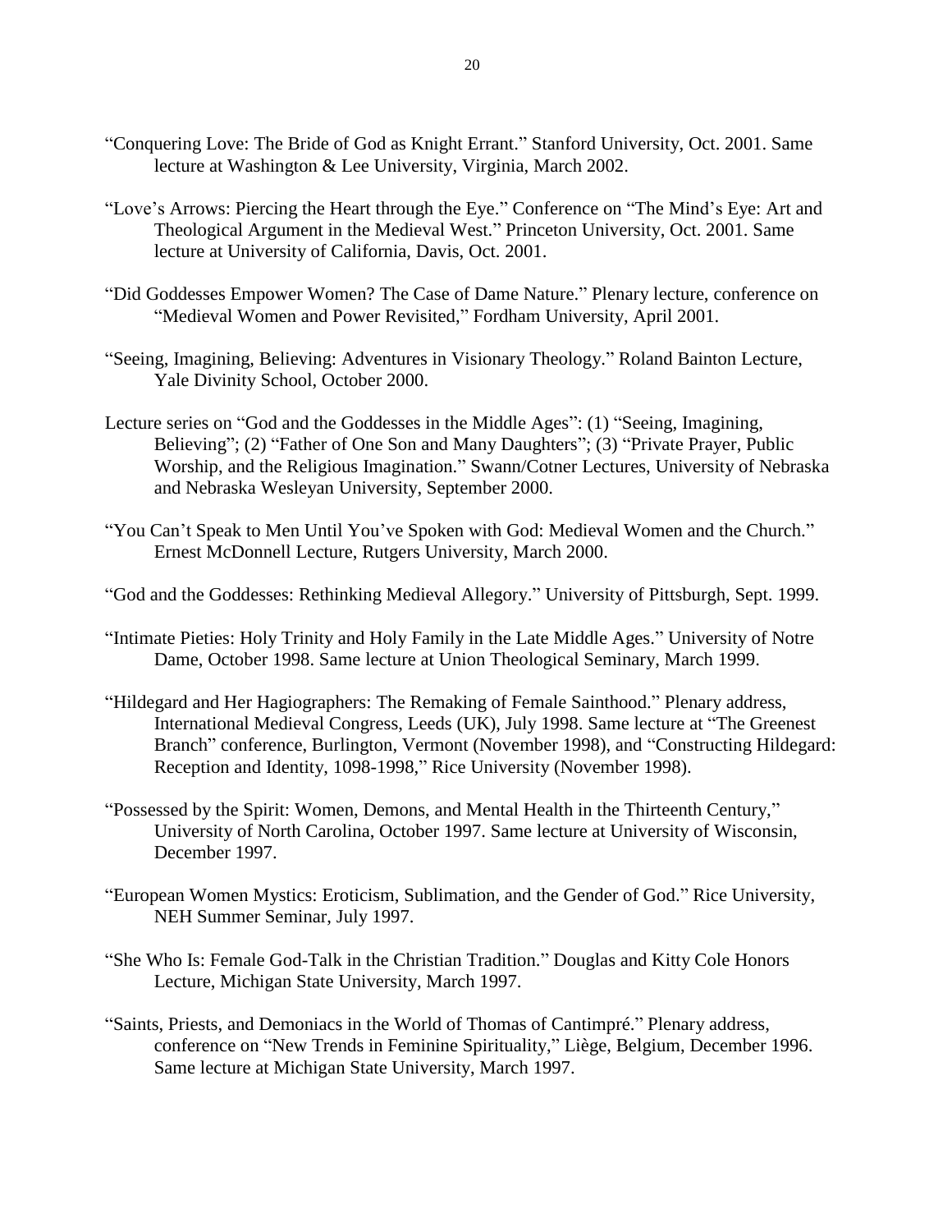"Conquering Love: The Bride of God as Knight Errant." Stanford University, Oct. 2001. Same lecture at Washington & Lee University, Virginia, March 2002.

"Love's Arrows: Piercing the Heart through the Eye." Conference on "The Mind's Eye: Art and Theological Argument in the Medieval West." Princeton University, Oct. 2001. Same lecture at University of California, Davis, Oct. 2001.

"Did Goddesses Empower Women? The Case of Dame Nature." Plenary lecture, conference on "Medieval Women and Power Revisited," Fordham University, April 2001.

"Seeing, Imagining, Believing: Adventures in Visionary Theology." Roland Bainton Lecture, Yale Divinity School, October 2000.

Lecture series on "God and the Goddesses in the Middle Ages": (1) "Seeing, Imagining, Believing"; (2) "Father of One Son and Many Daughters"; (3) "Private Prayer, Public Worship, and the Religious Imagination." Swann/Cotner Lectures, University of Nebraska and Nebraska Wesleyan University, September 2000.

"You Can't Speak to Men Until You've Spoken with God: Medieval Women and the Church." Ernest McDonnell Lecture, Rutgers University, March 2000.

"God and the Goddesses: Rethinking Medieval Allegory." University of Pittsburgh, Sept. 1999.

"Intimate Pieties: Holy Trinity and Holy Family in the Late Middle Ages." University of Notre Dame, October 1998. Same lecture at Union Theological Seminary, March 1999.

"Hildegard and Her Hagiographers: The Remaking of Female Sainthood." Plenary address, International Medieval Congress, Leeds (UK), July 1998. Same lecture at "The Greenest Branch" conference, Burlington, Vermont (November 1998), and "Constructing Hildegard: Reception and Identity, 1098-1998," Rice University (November 1998).

"Possessed by the Spirit: Women, Demons, and Mental Health in the Thirteenth Century," University of North Carolina, October 1997. Same lecture at University of Wisconsin, December 1997.

"European Women Mystics: Eroticism, Sublimation, and the Gender of God." Rice University, NEH Summer Seminar, July 1997.

"She Who Is: Female God-Talk in the Christian Tradition." Douglas and Kitty Cole Honors Lecture, Michigan State University, March 1997.

"Saints, Priests, and Demoniacs in the World of Thomas of Cantimpré." Plenary address, conference on "New Trends in Feminine Spirituality," Liège, Belgium, December 1996. Same lecture at Michigan State University, March 1997.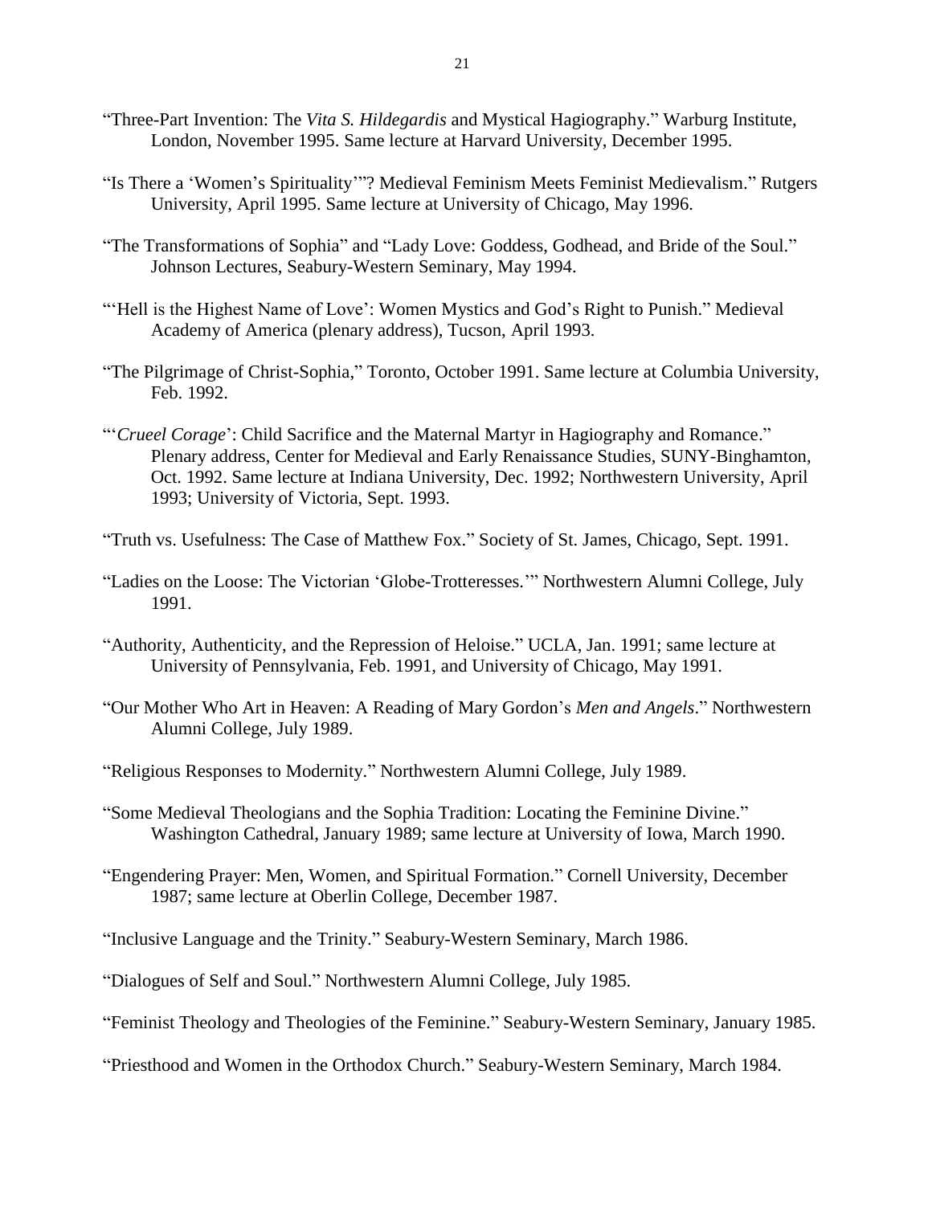"Three-Part Invention: The *Vita S. Hildegardis* and Mystical Hagiography." Warburg Institute, London, November 1995. Same lecture at Harvard University, December 1995.

"Is There a 'Women's Spirituality'"? Medieval Feminism Meets Feminist Medievalism." Rutgers University, April 1995. Same lecture at University of Chicago, May 1996.

"The Transformations of Sophia" and "Lady Love: Goddess, Godhead, and Bride of the Soul." Johnson Lectures, Seabury-Western Seminary, May 1994.

"'Hell is the Highest Name of Love': Women Mystics and God's Right to Punish." Medieval Academy of America (plenary address), Tucson, April 1993.

"The Pilgrimage of Christ-Sophia," Toronto, October 1991. Same lecture at Columbia University, Feb. 1992.

"'*Crueel Corage*': Child Sacrifice and the Maternal Martyr in Hagiography and Romance." Plenary address, Center for Medieval and Early Renaissance Studies, SUNY-Binghamton, Oct. 1992. Same lecture at Indiana University, Dec. 1992; Northwestern University, April 1993; University of Victoria, Sept. 1993.

"Truth vs. Usefulness: The Case of Matthew Fox." Society of St. James, Chicago, Sept. 1991.

"Ladies on the Loose: The Victorian 'Globe-Trotteresses.'" Northwestern Alumni College, July 1991.

"Authority, Authenticity, and the Repression of Heloise." UCLA, Jan. 1991; same lecture at University of Pennsylvania, Feb. 1991, and University of Chicago, May 1991.

"Our Mother Who Art in Heaven: A Reading of Mary Gordon's *Men and Angels*." Northwestern Alumni College, July 1989.

"Religious Responses to Modernity." Northwestern Alumni College, July 1989.

"Some Medieval Theologians and the Sophia Tradition: Locating the Feminine Divine." Washington Cathedral, January 1989; same lecture at University of Iowa, March 1990.

"Engendering Prayer: Men, Women, and Spiritual Formation." Cornell University, December 1987; same lecture at Oberlin College, December 1987.

"Inclusive Language and the Trinity." Seabury-Western Seminary, March 1986.

"Dialogues of Self and Soul." Northwestern Alumni College, July 1985.

"Feminist Theology and Theologies of the Feminine." Seabury-Western Seminary, January 1985.

"Priesthood and Women in the Orthodox Church." Seabury-Western Seminary, March 1984.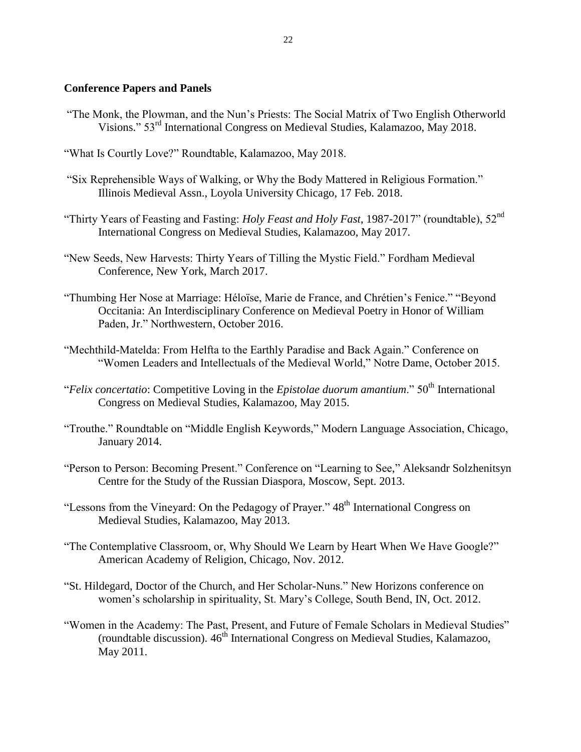**Conference Papers and Panels**

"The Monk, the Plowman, and the Nun's Priests: The Social Matrix of Two English Otherworld Visions." 53rd International Congress on Medieval Studies, Kalamazoo, May 2018.

"What Is Courtly Love?" Roundtable, Kalamazoo, May 2018.

"Six Reprehensible Ways of Walking, or Why the Body Mattered in Religious Formation." Illinois Medieval Assn., Loyola University Chicago, 17 Feb. 2018.

"Thirty Years of Feasting and Fasting: *Holy Feast and Holy Fast*, 1987-2017" (roundtable), 52nd International Congress on Medieval Studies, Kalamazoo, May 2017.

"New Seeds, New Harvests: Thirty Years of Tilling the Mystic Field." Fordham Medieval Conference, New York, March 2017.

"Thumbing Her Nose at Marriage: Héloïse, Marie de France, and Chrétien's Fenice." "Beyond Occitania: An Interdisciplinary Conference on Medieval Poetry in Honor of William Paden, Jr." Northwestern, October 2016.

"Mechthild-Matelda: From Helfta to the Earthly Paradise and Back Again." Conference on "Women Leaders and Intellectuals of the Medieval World," Notre Dame, October 2015.

"*Felix concertatio*: Competitive Loving in the *Epistolae duorum amantium*." 50th International Congress on Medieval Studies, Kalamazoo, May 2015.

"Trouthe." Roundtable on "Middle English Keywords," Modern Language Association, Chicago, January 2014.

"Person to Person: Becoming Present." Conference on "Learning to See," Aleksandr Solzhenitsyn Centre for the Study of the Russian Diaspora, Moscow, Sept. 2013.

"Lessons from the Vineyard: On the Pedagogy of Prayer." 48th International Congress on Medieval Studies, Kalamazoo, May 2013.

"The Contemplative Classroom, or, Why Should We Learn by Heart When We Have Google?" American Academy of Religion, Chicago, Nov. 2012.

"St. Hildegard, Doctor of the Church, and Her Scholar-Nuns." New Horizons conference on women's scholarship in spirituality, St. Mary's College, South Bend, IN, Oct. 2012.

"Women in the Academy: The Past, Present, and Future of Female Scholars in Medieval Studies" (roundtable discussion). 46th International Congress on Medieval Studies, Kalamazoo, May 2011.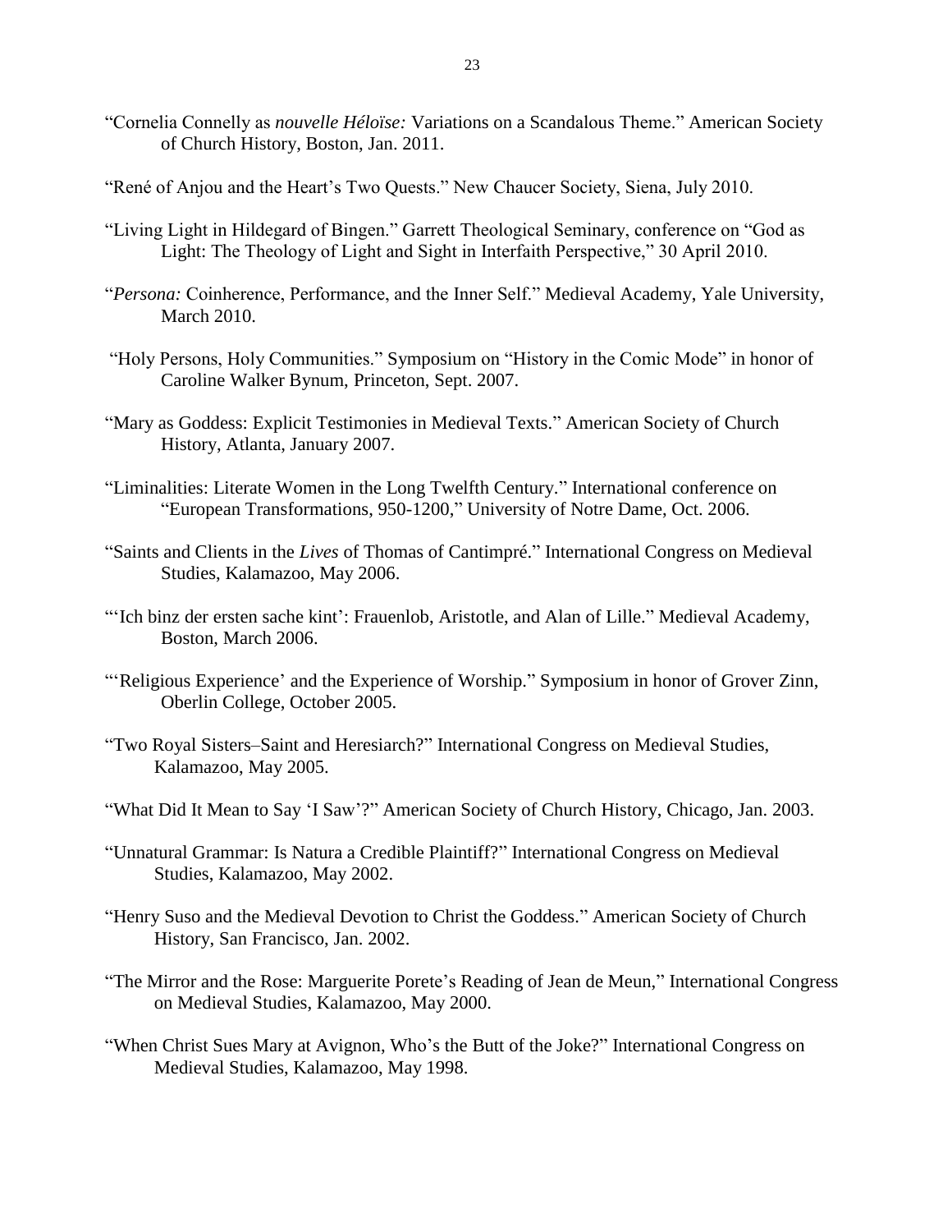"Cornelia Connelly as *nouvelle Héloïse:* Variations on a Scandalous Theme." American Society of Church History, Boston, Jan. 2011.

"René of Anjou and the Heart's Two Quests." New Chaucer Society, Siena, July 2010.

"Living Light in Hildegard of Bingen." Garrett Theological Seminary, conference on "God as Light: The Theology of Light and Sight in Interfaith Perspective," 30 April 2010.

"*Persona:* Coinherence, Performance, and the Inner Self." Medieval Academy, Yale University, March 2010.

"Holy Persons, Holy Communities." Symposium on "History in the Comic Mode" in honor of Caroline Walker Bynum, Princeton, Sept. 2007.

"Mary as Goddess: Explicit Testimonies in Medieval Texts." American Society of Church History, Atlanta, January 2007.

"Liminalities: Literate Women in the Long Twelfth Century." International conference on "European Transformations, 950-1200," University of Notre Dame, Oct. 2006.

"Saints and Clients in the *Lives* of Thomas of Cantimpré." International Congress on Medieval Studies, Kalamazoo, May 2006.

"'Ich binz der ersten sache kint': Frauenlob, Aristotle, and Alan of Lille." Medieval Academy, Boston, March 2006.

"'Religious Experience' and the Experience of Worship." Symposium in honor of Grover Zinn, Oberlin College, October 2005.

"Two Royal Sisters–Saint and Heresiarch?" International Congress on Medieval Studies, Kalamazoo, May 2005.

"What Did It Mean to Say 'I Saw'?" American Society of Church History, Chicago, Jan. 2003.

"Unnatural Grammar: Is Natura a Credible Plaintiff?" International Congress on Medieval Studies, Kalamazoo, May 2002.

"Henry Suso and the Medieval Devotion to Christ the Goddess." American Society of Church History, San Francisco, Jan. 2002.

"The Mirror and the Rose: Marguerite Porete's Reading of Jean de Meun," International Congress on Medieval Studies, Kalamazoo, May 2000.

"When Christ Sues Mary at Avignon, Who's the Butt of the Joke?" International Congress on Medieval Studies, Kalamazoo, May 1998.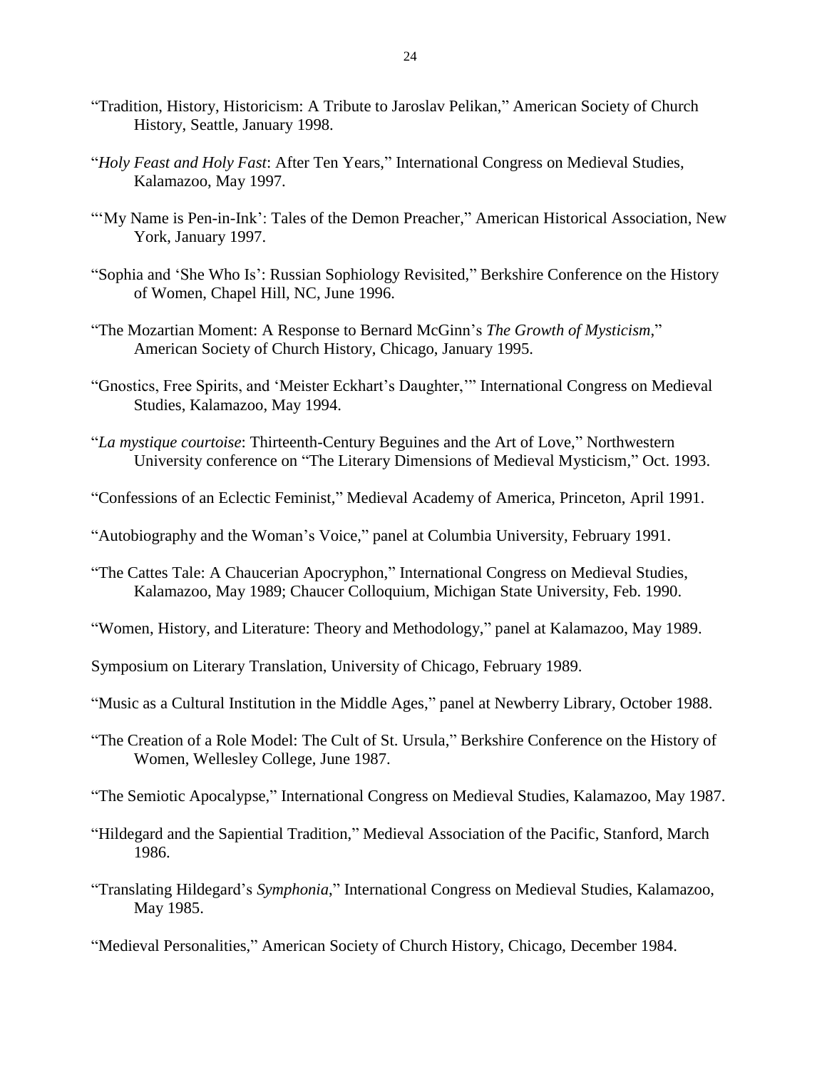"Tradition, History, Historicism: A Tribute to Jaroslav Pelikan," American Society of Church History, Seattle, January 1998.

"*Holy Feast and Holy Fast*: After Ten Years," International Congress on Medieval Studies, Kalamazoo, May 1997.

"'My Name is Pen-in-Ink': Tales of the Demon Preacher," American Historical Association, New York, January 1997.

"Sophia and 'She Who Is': Russian Sophiology Revisited," Berkshire Conference on the History of Women, Chapel Hill, NC, June 1996.

"The Mozartian Moment: A Response to Bernard McGinn's *The Growth of Mysticism*," American Society of Church History, Chicago, January 1995.

"Gnostics, Free Spirits, and 'Meister Eckhart's Daughter,'" International Congress on Medieval Studies, Kalamazoo, May 1994.

"*La mystique courtoise*: Thirteenth-Century Beguines and the Art of Love," Northwestern University conference on "The Literary Dimensions of Medieval Mysticism," Oct. 1993.

"Confessions of an Eclectic Feminist," Medieval Academy of America, Princeton, April 1991.

"Autobiography and the Woman's Voice," panel at Columbia University, February 1991.

"The Cattes Tale: A Chaucerian Apocryphon," International Congress on Medieval Studies, Kalamazoo, May 1989; Chaucer Colloquium, Michigan State University, Feb. 1990.

"Women, History, and Literature: Theory and Methodology," panel at Kalamazoo, May 1989.

Symposium on Literary Translation, University of Chicago, February 1989.

"Music as a Cultural Institution in the Middle Ages," panel at Newberry Library, October 1988.

"The Creation of a Role Model: The Cult of St. Ursula," Berkshire Conference on the History of Women, Wellesley College, June 1987.

"The Semiotic Apocalypse," International Congress on Medieval Studies, Kalamazoo, May 1987.

"Hildegard and the Sapiential Tradition," Medieval Association of the Pacific, Stanford, March 1986.

"Translating Hildegard's *Symphonia*," International Congress on Medieval Studies, Kalamazoo, May 1985.

"Medieval Personalities," American Society of Church History, Chicago, December 1984.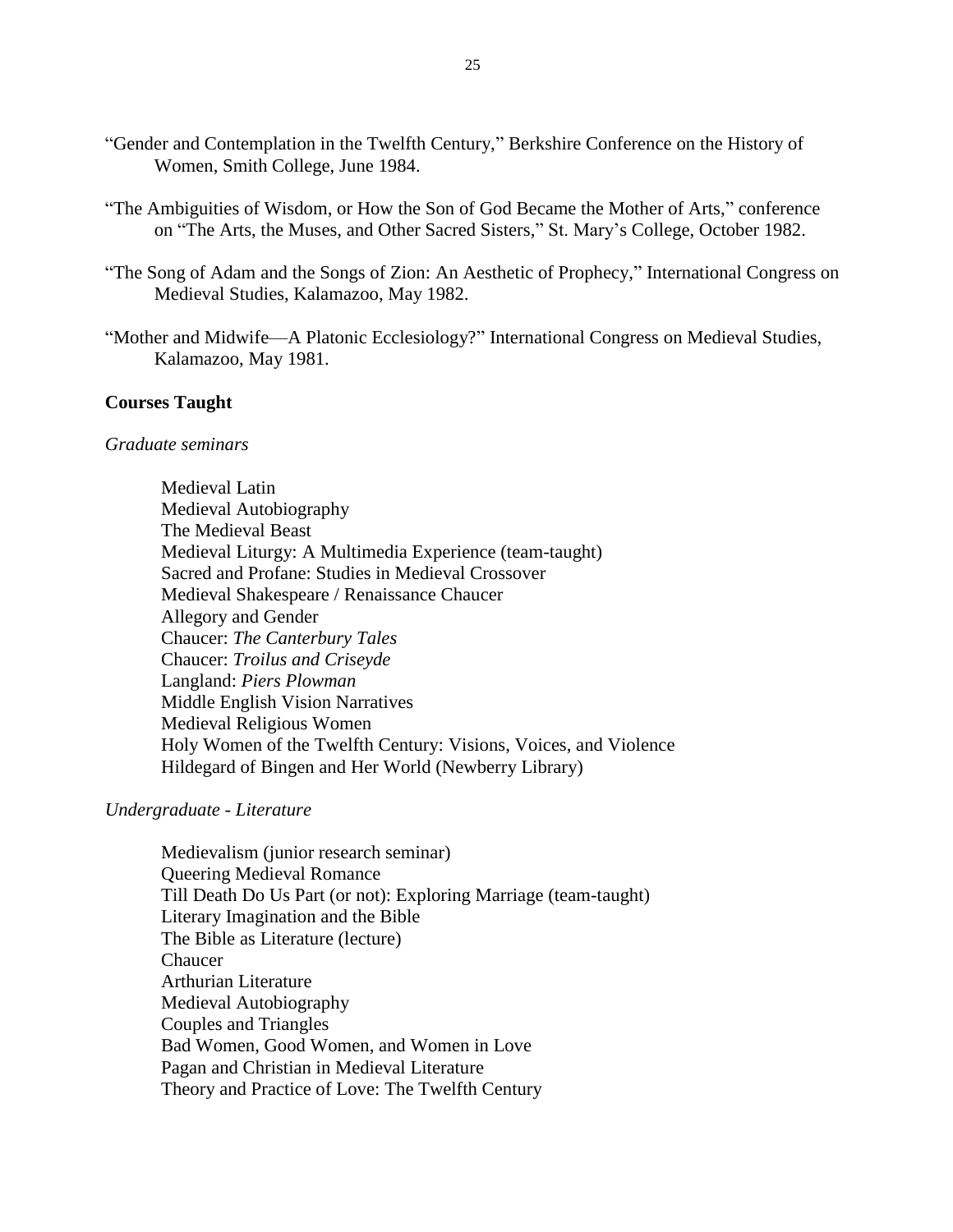"Gender and Contemplation in the Twelfth Century," Berkshire Conference on the History of Women, Smith College, June 1984.

"The Ambiguities of Wisdom, or How the Son of God Became the Mother of Arts," conference on "The Arts, the Muses, and Other Sacred Sisters," St. Mary's College, October 1982.

"The Song of Adam and the Songs of Zion: An Aesthetic of Prophecy," International Congress on Medieval Studies, Kalamazoo, May 1982.

"Mother and Midwife—A Platonic Ecclesiology?" International Congress on Medieval Studies, Kalamazoo, May 1981.

**Courses Taught**

*Graduate seminars*

Medieval Latin
Medieval Autobiography
The Medieval Beast
Medieval Liturgy: A Multimedia Experience (team-taught)
Sacred and Profane: Studies in Medieval Crossover
Medieval Shakespeare / Renaissance Chaucer
Allegory and Gender
Chaucer: *The Canterbury Tales*
Chaucer: *Troilus and Criseyde*
Langland: *Piers Plowman*
Middle English Vision Narratives
Medieval Religious Women
Holy Women of the Twelfth Century: Visions, Voices, and Violence
Hildegard of Bingen and Her World (Newberry Library)

*Undergraduate - Literature*

Medievalism (junior research seminar)
Queering Medieval Romance
Till Death Do Us Part (or not): Exploring Marriage (team-taught)
Literary Imagination and the Bible
The Bible as Literature (lecture)
Chaucer
Arthurian Literature
Medieval Autobiography
Couples and Triangles
Bad Women, Good Women, and Women in Love
Pagan and Christian in Medieval Literature
Theory and Practice of Love: The Twelfth Century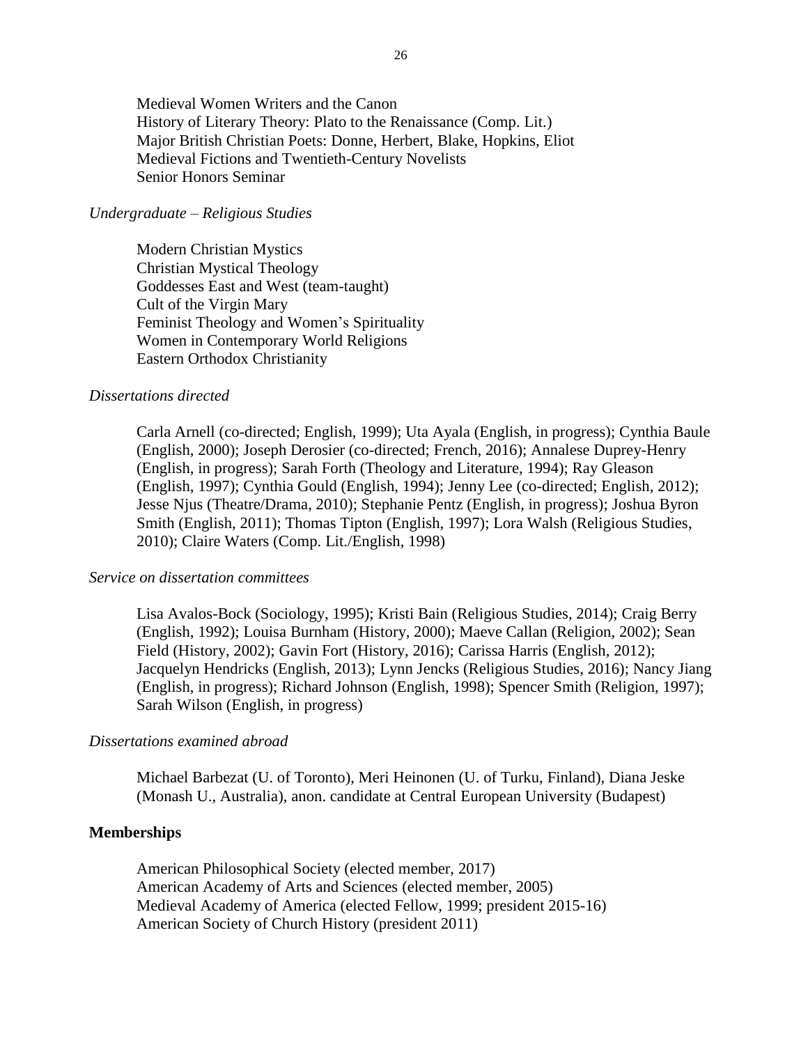Medieval Women Writers and the Canon
History of Literary Theory: Plato to the Renaissance (Comp. Lit.)
Major British Christian Poets: Donne, Herbert, Blake, Hopkins, Eliot
Medieval Fictions and Twentieth-Century Novelists
Senior Honors Seminar

*Undergraduate – Religious Studies*

Modern Christian Mystics
Christian Mystical Theology
Goddesses East and West (team-taught)
Cult of the Virgin Mary
Feminist Theology and Women's Spirituality
Women in Contemporary World Religions
Eastern Orthodox Christianity

*Dissertations directed*

Carla Arnell (co-directed; English, 1999); Uta Ayala (English, in progress); Cynthia Baule (English, 2000); Joseph Derosier (co-directed; French, 2016); Annalese Duprey-Henry (English, in progress); Sarah Forth (Theology and Literature, 1994); Ray Gleason (English, 1997); Cynthia Gould (English, 1994); Jenny Lee (co-directed; English, 2012); Jesse Njus (Theatre/Drama, 2010); Stephanie Pentz (English, in progress); Joshua Byron Smith (English, 2011); Thomas Tipton (English, 1997); Lora Walsh (Religious Studies, 2010); Claire Waters (Comp. Lit./English, 1998)

*Service on dissertation committees*

Lisa Avalos-Bock (Sociology, 1995); Kristi Bain (Religious Studies, 2014); Craig Berry (English, 1992); Louisa Burnham (History, 2000); Maeve Callan (Religion, 2002); Sean Field (History, 2002); Gavin Fort (History, 2016); Carissa Harris (English, 2012); Jacquelyn Hendricks (English, 2013); Lynn Jencks (Religious Studies, 2016); Nancy Jiang (English, in progress); Richard Johnson (English, 1998); Spencer Smith (Religion, 1997); Sarah Wilson (English, in progress)

*Dissertations examined abroad*

Michael Barbezat (U. of Toronto), Meri Heinonen (U. of Turku, Finland), Diana Jeske (Monash U., Australia), anon. candidate at Central European University (Budapest)

## Memberships

American Philosophical Society (elected member, 2017)
American Academy of Arts and Sciences (elected member, 2005)
Medieval Academy of America (elected Fellow, 1999; president 2015-16)
American Society of Church History (president 2011)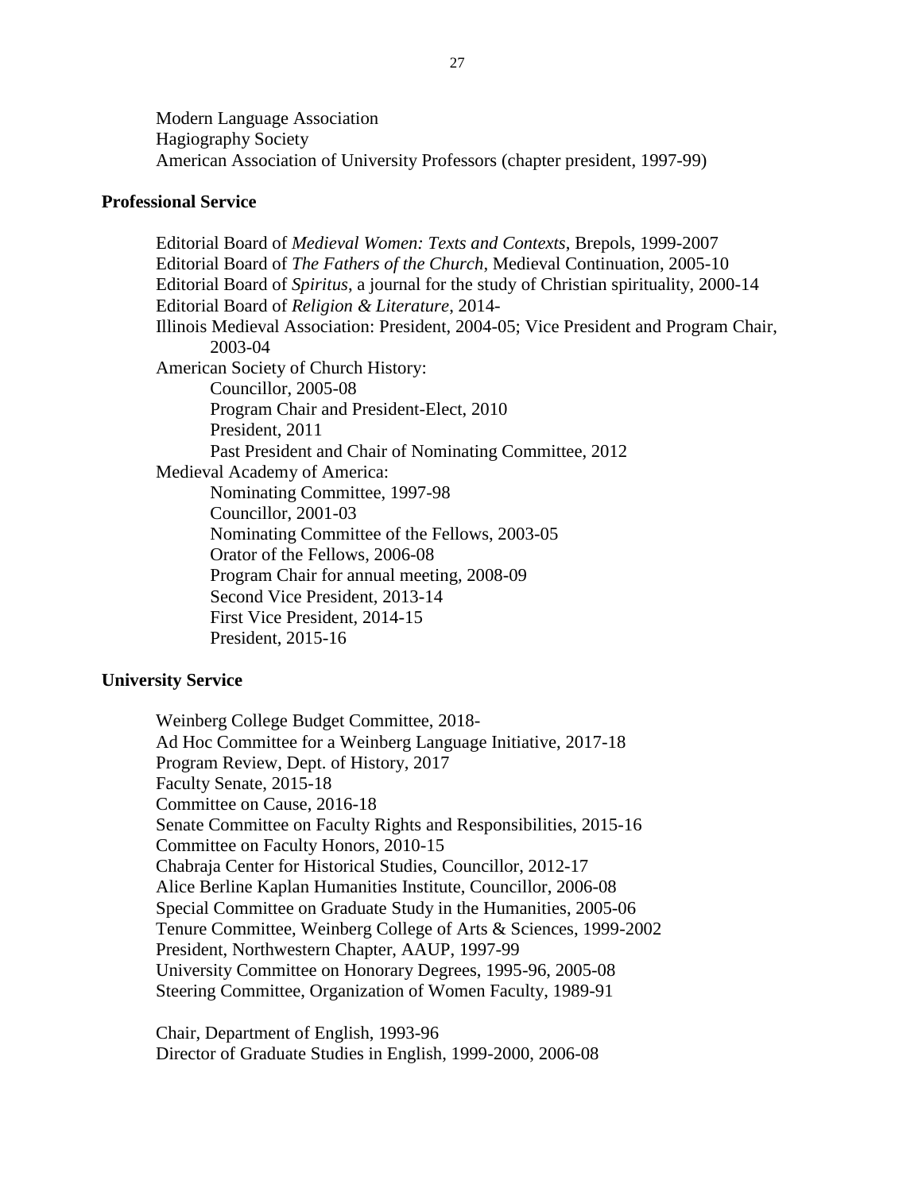Modern Language Association
Hagiography Society
American Association of University Professors (chapter president, 1997-99)

## Professional Service

Editorial Board of *Medieval Women: Texts and Contexts*, Brepols, 1999-2007
Editorial Board of *The Fathers of the Church*, Medieval Continuation, 2005-10
Editorial Board of *Spiritus*, a journal for the study of Christian spirituality, 2000-14
Editorial Board of *Religion & Literature*, 2014-
Illinois Medieval Association: President, 2004-05; Vice President and Program Chair, 2003-04
American Society of Church History:
- Councillor, 2005-08
- Program Chair and President-Elect, 2010
- President, 2011
- Past President and Chair of Nominating Committee, 2012

Medieval Academy of America:
- Nominating Committee, 1997-98
- Councillor, 2001-03
- Nominating Committee of the Fellows, 2003-05
- Orator of the Fellows, 2006-08
- Program Chair for annual meeting, 2008-09
- Second Vice President, 2013-14
- First Vice President, 2014-15
- President, 2015-16

## University Service

Weinberg College Budget Committee, 2018-
Ad Hoc Committee for a Weinberg Language Initiative, 2017-18
Program Review, Dept. of History, 2017
Faculty Senate, 2015-18
Committee on Cause, 2016-18
Senate Committee on Faculty Rights and Responsibilities, 2015-16
Committee on Faculty Honors, 2010-15
Chabraja Center for Historical Studies, Councillor, 2012-17
Alice Berline Kaplan Humanities Institute, Councillor, 2006-08
Special Committee on Graduate Study in the Humanities, 2005-06
Tenure Committee, Weinberg College of Arts & Sciences, 1999-2002
President, Northwestern Chapter, AAUP, 1997-99
University Committee on Honorary Degrees, 1995-96, 2005-08
Steering Committee, Organization of Women Faculty, 1989-91

Chair, Department of English, 1993-96
Director of Graduate Studies in English, 1999-2000, 2006-08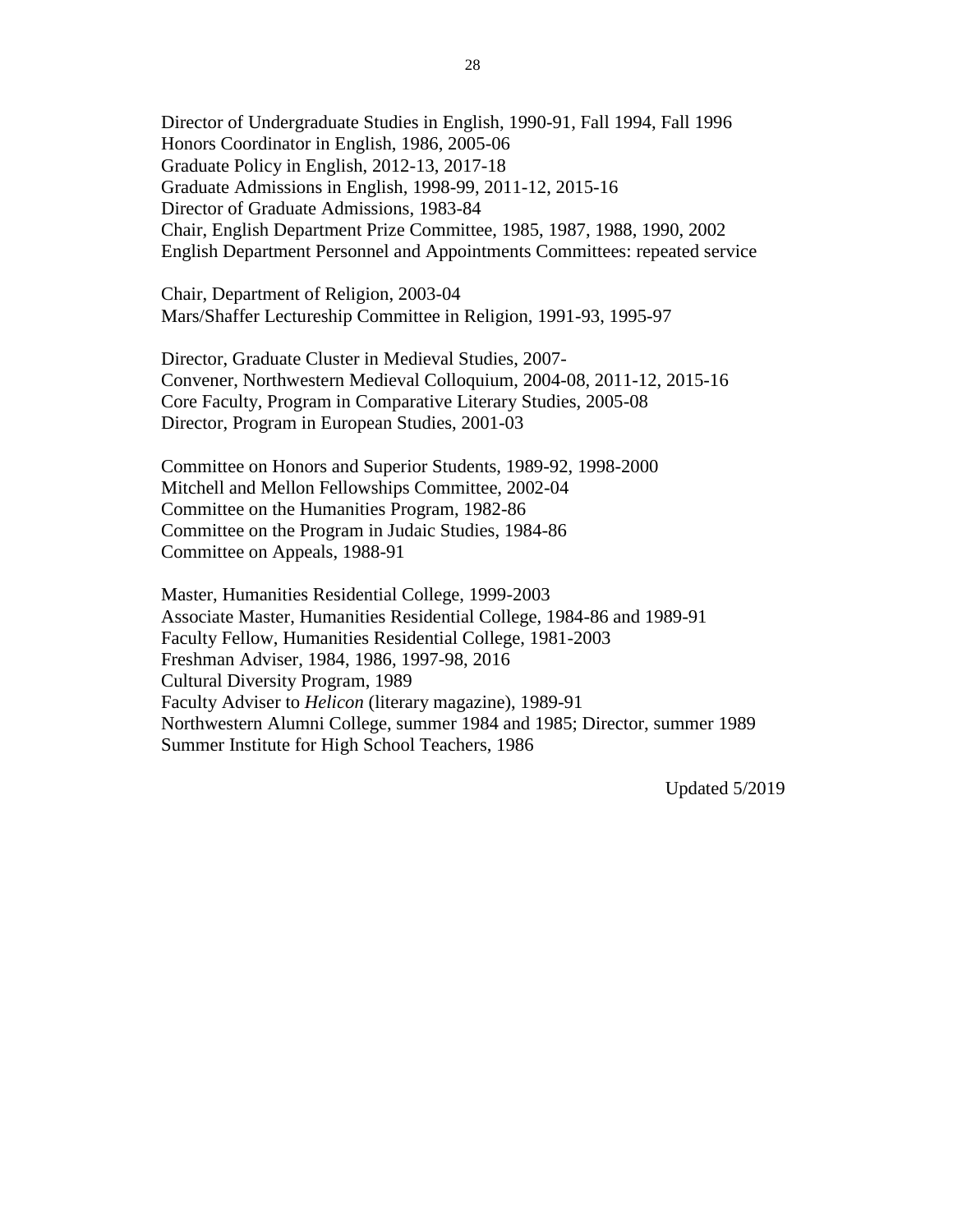Director of Undergraduate Studies in English, 1990-91, Fall 1994, Fall 1996
Honors Coordinator in English, 1986, 2005-06
Graduate Policy in English, 2012-13, 2017-18
Graduate Admissions in English, 1998-99, 2011-12, 2015-16
Director of Graduate Admissions, 1983-84
Chair, English Department Prize Committee, 1985, 1987, 1988, 1990, 2002
English Department Personnel and Appointments Committees: repeated service

Chair, Department of Religion, 2003-04
Mars/Shaffer Lectureship Committee in Religion, 1991-93, 1995-97

Director, Graduate Cluster in Medieval Studies, 2007-
Convener, Northwestern Medieval Colloquium, 2004-08, 2011-12, 2015-16
Core Faculty, Program in Comparative Literary Studies, 2005-08
Director, Program in European Studies, 2001-03

Committee on Honors and Superior Students, 1989-92, 1998-2000
Mitchell and Mellon Fellowships Committee, 2002-04
Committee on the Humanities Program, 1982-86
Committee on the Program in Judaic Studies, 1984-86
Committee on Appeals, 1988-91

Master, Humanities Residential College, 1999-2003
Associate Master, Humanities Residential College, 1984-86 and 1989-91
Faculty Fellow, Humanities Residential College, 1981-2003
Freshman Adviser, 1984, 1986, 1997-98, 2016
Cultural Diversity Program, 1989
Faculty Adviser to *Helicon* (literary magazine), 1989-91
Northwestern Alumni College, summer 1984 and 1985; Director, summer 1989
Summer Institute for High School Teachers, 1986

Updated 5/2019